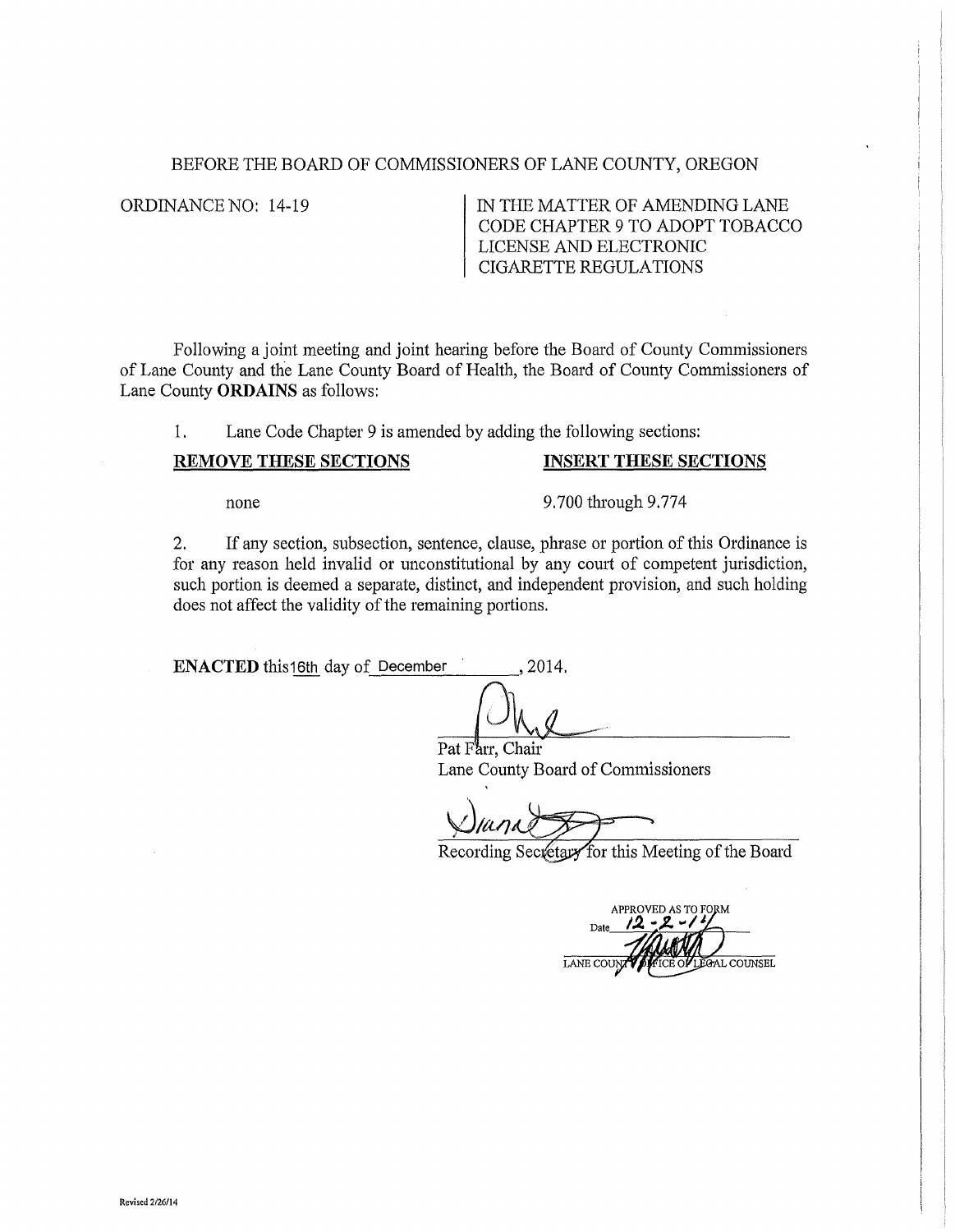BEFORE THE BOARD OF COMMISSIONERS OF LANE COUNTY, OREGON

ORDINANCE NO: 14-19

IN THE MATTER OF AMENDING LANE CODE CHAPTER 9 TO ADOPT TOBACCO LICENSE AND ELECTRONIC CIGARETTE REGULATIONS

Following a joint meeting and joint hearing before the Board of County Commissioners of Lane County and the Lane County Board of Health, the Board of County Commissioners of Lane County **ORDAINS** as follows:

1. Lane Code Chapter 9 is amended by adding the following sections:

| **REMOVE THESE SECTIONS** | **INSERT THESE SECTIONS** |
| --- | --- |
| none | 9.700 through 9.774 |

2. If any section, subsection, sentence, clause, phrase or portion of this Ordinance is for any reason held invalid or unconstitutional by any court of competent jurisdiction, such portion is deemed a separate, distinct, and independent provision, and such holding does not affect the validity of the remaining portions.

**ENACTED** this 16th day of December, 2014.

Pat Farr, Chair
Lane County Board of Commissioners

Recording Secretary for this Meeting of the Board

APPROVED AS TO FORM
Date 12-2-14
LANE COUNTY OFFICE OF LEGAL COUNSEL

Revised 2/26/14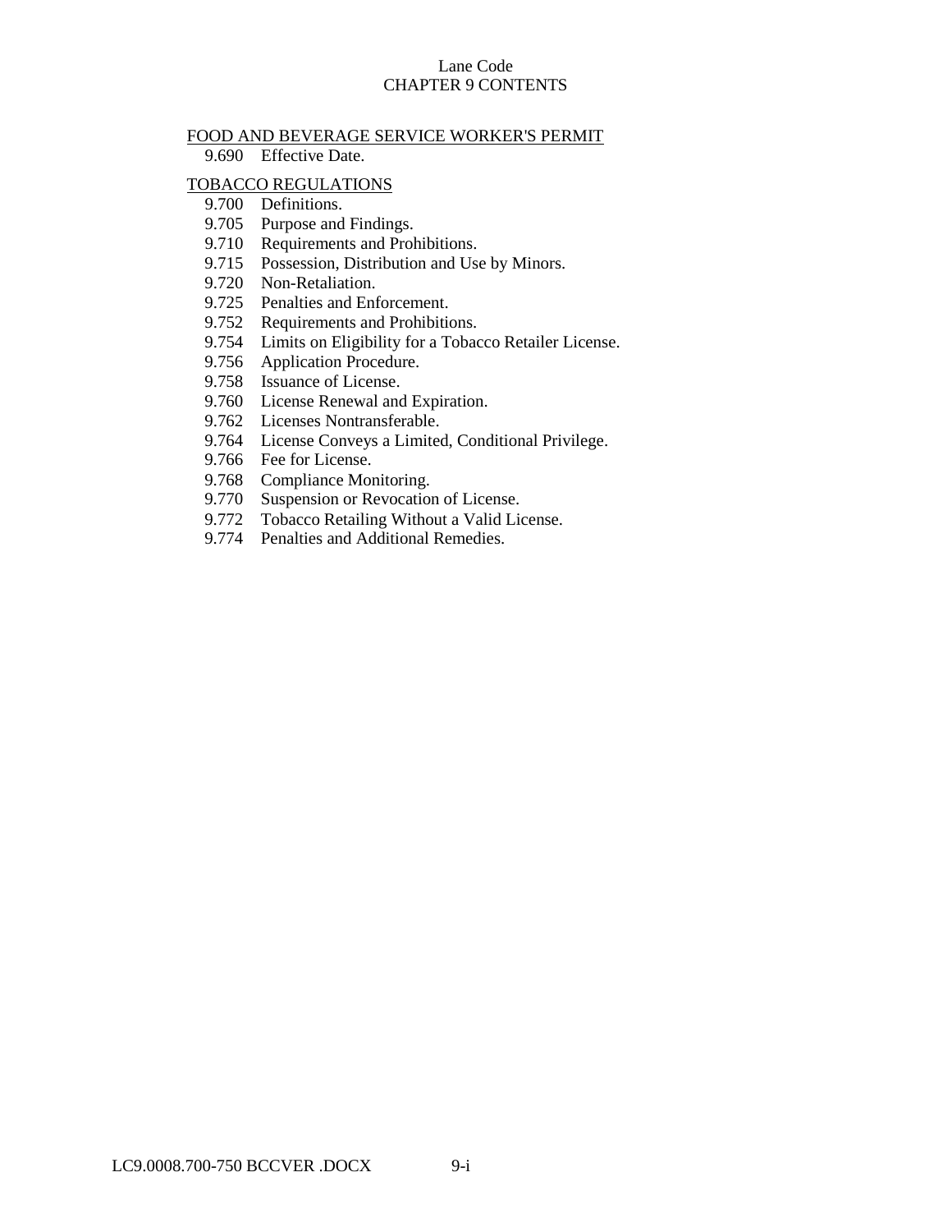# Lane Code
## CHAPTER 9 CONTENTS

FOOD AND BEVERAGE SERVICE WORKER'S PERMIT

- 9.690 Effective Date.

TOBACCO REGULATIONS

- 9.700 Definitions.
- 9.705 Purpose and Findings.
- 9.710 Requirements and Prohibitions.
- 9.715 Possession, Distribution and Use by Minors.
- 9.720 Non-Retaliation.
- 9.725 Penalties and Enforcement.
- 9.752 Requirements and Prohibitions.
- 9.754 Limits on Eligibility for a Tobacco Retailer License.
- 9.756 Application Procedure.
- 9.758 Issuance of License.
- 9.760 License Renewal and Expiration.
- 9.762 Licenses Nontransferable.
- 9.764 License Conveys a Limited, Conditional Privilege.
- 9.766 Fee for License.
- 9.768 Compliance Monitoring.
- 9.770 Suspension or Revocation of License.
- 9.772 Tobacco Retailing Without a Valid License.
- 9.774 Penalties and Additional Remedies.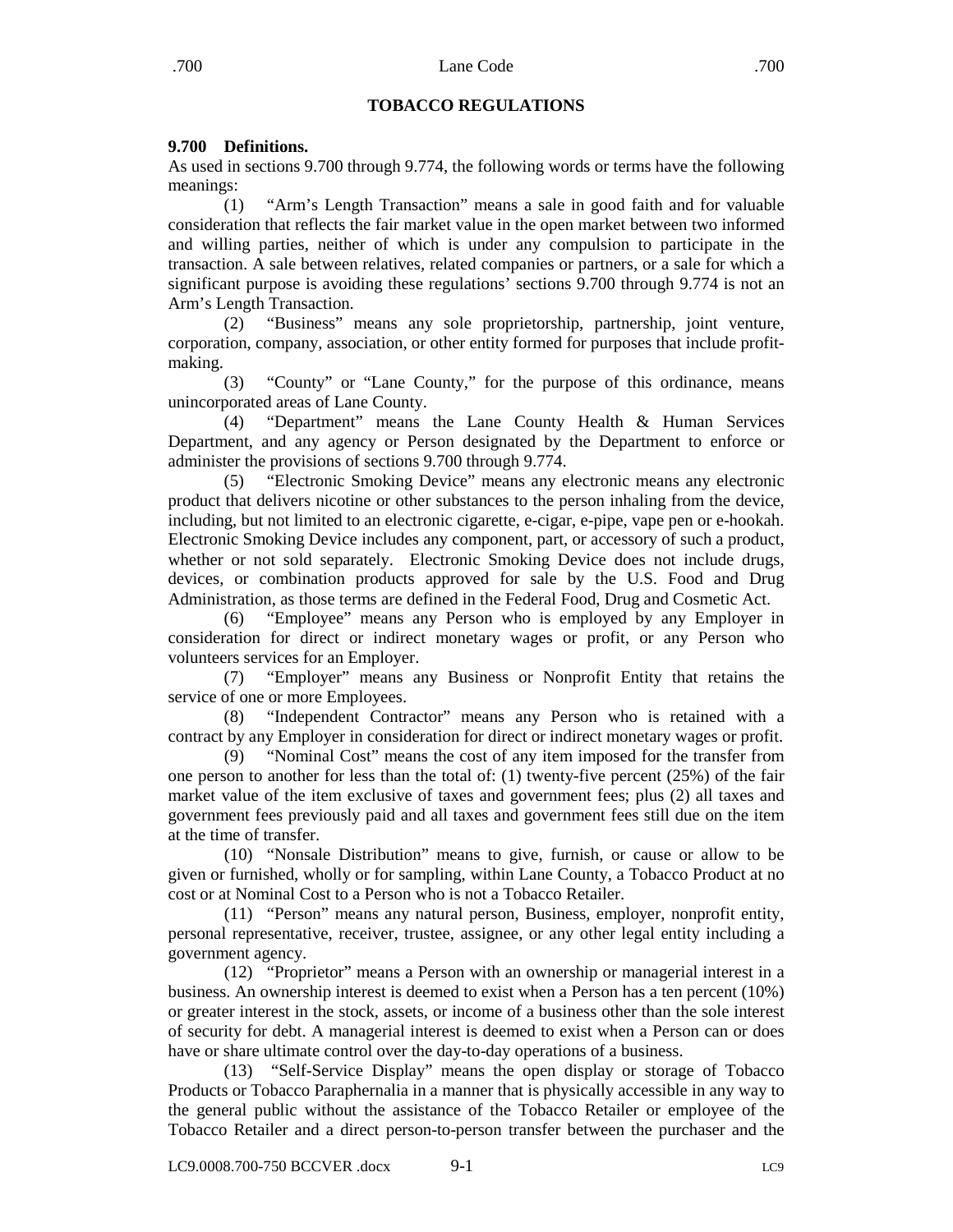## TOBACCO REGULATIONS

**9.700 Definitions.**

As used in sections 9.700 through 9.774, the following words or terms have the following meanings:

(1) "Arm's Length Transaction" means a sale in good faith and for valuable consideration that reflects the fair market value in the open market between two informed and willing parties, neither of which is under any compulsion to participate in the transaction. A sale between relatives, related companies or partners, or a sale for which a significant purpose is avoiding these regulations' sections 9.700 through 9.774 is not an Arm's Length Transaction.

(2) "Business" means any sole proprietorship, partnership, joint venture, corporation, company, association, or other entity formed for purposes that include profit-making.

(3) "County" or "Lane County," for the purpose of this ordinance, means unincorporated areas of Lane County.

(4) "Department" means the Lane County Health & Human Services Department, and any agency or Person designated by the Department to enforce or administer the provisions of sections 9.700 through 9.774.

(5) "Electronic Smoking Device" means any electronic means any electronic product that delivers nicotine or other substances to the person inhaling from the device, including, but not limited to an electronic cigarette, e-cigar, e-pipe, vape pen or e-hookah. Electronic Smoking Device includes any component, part, or accessory of such a product, whether or not sold separately. Electronic Smoking Device does not include drugs, devices, or combination products approved for sale by the U.S. Food and Drug Administration, as those terms are defined in the Federal Food, Drug and Cosmetic Act.

(6) "Employee" means any Person who is employed by any Employer in consideration for direct or indirect monetary wages or profit, or any Person who volunteers services for an Employer.

(7) "Employer" means any Business or Nonprofit Entity that retains the service of one or more Employees.

(8) "Independent Contractor" means any Person who is retained with a contract by any Employer in consideration for direct or indirect monetary wages or profit.

(9) "Nominal Cost" means the cost of any item imposed for the transfer from one person to another for less than the total of: (1) twenty-five percent (25%) of the fair market value of the item exclusive of taxes and government fees; plus (2) all taxes and government fees previously paid and all taxes and government fees still due on the item at the time of transfer.

(10) "Nonsale Distribution" means to give, furnish, or cause or allow to be given or furnished, wholly or for sampling, within Lane County, a Tobacco Product at no cost or at Nominal Cost to a Person who is not a Tobacco Retailer.

(11) "Person" means any natural person, Business, employer, nonprofit entity, personal representative, receiver, trustee, assignee, or any other legal entity including a government agency.

(12) "Proprietor" means a Person with an ownership or managerial interest in a business. An ownership interest is deemed to exist when a Person has a ten percent (10%) or greater interest in the stock, assets, or income of a business other than the sole interest of security for debt. A managerial interest is deemed to exist when a Person can or does have or share ultimate control over the day-to-day operations of a business.

(13) "Self-Service Display" means the open display or storage of Tobacco Products or Tobacco Paraphernalia in a manner that is physically accessible in any way to the general public without the assistance of the Tobacco Retailer or employee of the Tobacco Retailer and a direct person-to-person transfer between the purchaser and the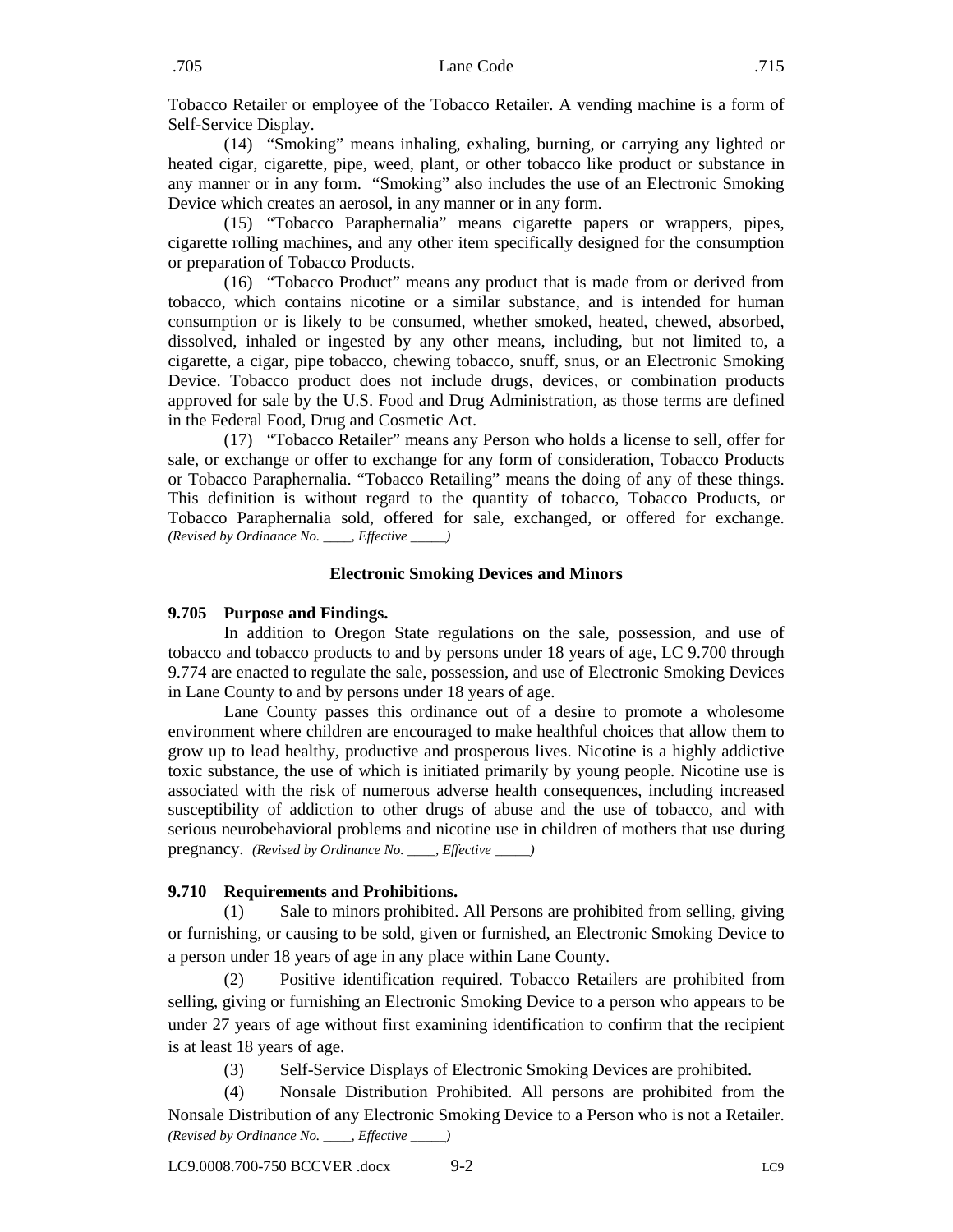Tobacco Retailer or employee of the Tobacco Retailer. A vending machine is a form of Self-Service Display.

(14) "Smoking" means inhaling, exhaling, burning, or carrying any lighted or heated cigar, cigarette, pipe, weed, plant, or other tobacco like product or substance in any manner or in any form. "Smoking" also includes the use of an Electronic Smoking Device which creates an aerosol, in any manner or in any form.

(15) "Tobacco Paraphernalia" means cigarette papers or wrappers, pipes, cigarette rolling machines, and any other item specifically designed for the consumption or preparation of Tobacco Products.

(16) "Tobacco Product" means any product that is made from or derived from tobacco, which contains nicotine or a similar substance, and is intended for human consumption or is likely to be consumed, whether smoked, heated, chewed, absorbed, dissolved, inhaled or ingested by any other means, including, but not limited to, a cigarette, a cigar, pipe tobacco, chewing tobacco, snuff, snus, or an Electronic Smoking Device. Tobacco product does not include drugs, devices, or combination products approved for sale by the U.S. Food and Drug Administration, as those terms are defined in the Federal Food, Drug and Cosmetic Act.

(17) "Tobacco Retailer" means any Person who holds a license to sell, offer for sale, or exchange or offer to exchange for any form of consideration, Tobacco Products or Tobacco Paraphernalia. "Tobacco Retailing" means the doing of any of these things. This definition is without regard to the quantity of tobacco, Tobacco Products, or Tobacco Paraphernalia sold, offered for sale, exchanged, or offered for exchange. *(Revised by Ordinance No. ____, Effective _____)*

## Electronic Smoking Devices and Minors

### 9.705 Purpose and Findings.

In addition to Oregon State regulations on the sale, possession, and use of tobacco and tobacco products to and by persons under 18 years of age, LC 9.700 through 9.774 are enacted to regulate the sale, possession, and use of Electronic Smoking Devices in Lane County to and by persons under 18 years of age.

Lane County passes this ordinance out of a desire to promote a wholesome environment where children are encouraged to make healthful choices that allow them to grow up to lead healthy, productive and prosperous lives. Nicotine is a highly addictive toxic substance, the use of which is initiated primarily by young people. Nicotine use is associated with the risk of numerous adverse health consequences, including increased susceptibility of addiction to other drugs of abuse and the use of tobacco, and with serious neurobehavioral problems and nicotine use in children of mothers that use during pregnancy. *(Revised by Ordinance No. ____, Effective _____)*

### 9.710 Requirements and Prohibitions.

(1) Sale to minors prohibited. All Persons are prohibited from selling, giving or furnishing, or causing to be sold, given or furnished, an Electronic Smoking Device to a person under 18 years of age in any place within Lane County.

(2) Positive identification required. Tobacco Retailers are prohibited from selling, giving or furnishing an Electronic Smoking Device to a person who appears to be under 27 years of age without first examining identification to confirm that the recipient is at least 18 years of age.

(3) Self-Service Displays of Electronic Smoking Devices are prohibited.

(4) Nonsale Distribution Prohibited. All persons are prohibited from the Nonsale Distribution of any Electronic Smoking Device to a Person who is not a Retailer. *(Revised by Ordinance No. ____, Effective _____)*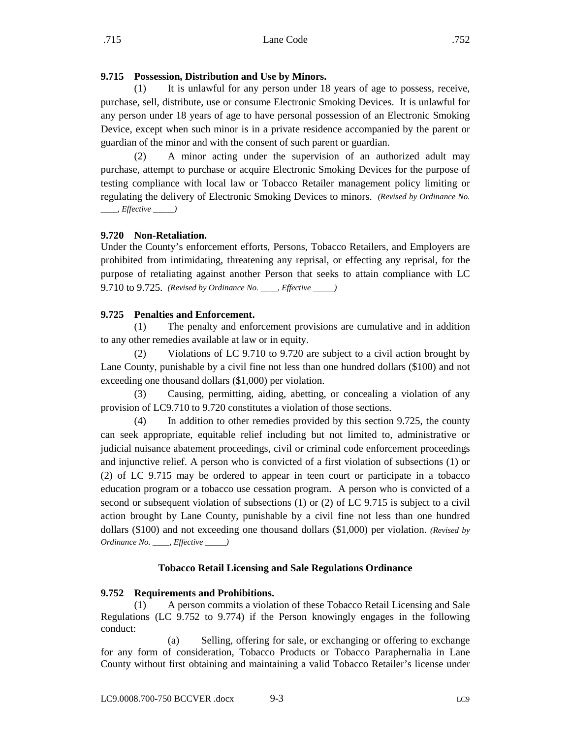**9.715 Possession, Distribution and Use by Minors.**

(1) It is unlawful for any person under 18 years of age to possess, receive, purchase, sell, distribute, use or consume Electronic Smoking Devices. It is unlawful for any person under 18 years of age to have personal possession of an Electronic Smoking Device, except when such minor is in a private residence accompanied by the parent or guardian of the minor and with the consent of such parent or guardian.

(2) A minor acting under the supervision of an authorized adult may purchase, attempt to purchase or acquire Electronic Smoking Devices for the purpose of testing compliance with local law or Tobacco Retailer management policy limiting or regulating the delivery of Electronic Smoking Devices to minors. *(Revised by Ordinance No. ____, Effective _____)*

**9.720 Non-Retaliation.**

Under the County's enforcement efforts, Persons, Tobacco Retailers, and Employers are prohibited from intimidating, threatening any reprisal, or effecting any reprisal, for the purpose of retaliating against another Person that seeks to attain compliance with LC 9.710 to 9.725. *(Revised by Ordinance No. ____, Effective _____)*

**9.725 Penalties and Enforcement.**

(1) The penalty and enforcement provisions are cumulative and in addition to any other remedies available at law or in equity.

(2) Violations of LC 9.710 to 9.720 are subject to a civil action brought by Lane County, punishable by a civil fine not less than one hundred dollars ($100) and not exceeding one thousand dollars ($1,000) per violation.

(3) Causing, permitting, aiding, abetting, or concealing a violation of any provision of LC9.710 to 9.720 constitutes a violation of those sections.

(4) In addition to other remedies provided by this section 9.725, the county can seek appropriate, equitable relief including but not limited to, administrative or judicial nuisance abatement proceedings, civil or criminal code enforcement proceedings and injunctive relief. A person who is convicted of a first violation of subsections (1) or (2) of LC 9.715 may be ordered to appear in teen court or participate in a tobacco education program or a tobacco use cessation program. A person who is convicted of a second or subsequent violation of subsections (1) or (2) of LC 9.715 is subject to a civil action brought by Lane County, punishable by a civil fine not less than one hundred dollars ($100) and not exceeding one thousand dollars ($1,000) per violation. *(Revised by Ordinance No. ____, Effective _____)*

**Tobacco Retail Licensing and Sale Regulations Ordinance**

**9.752 Requirements and Prohibitions.**

(1) A person commits a violation of these Tobacco Retail Licensing and Sale Regulations (LC 9.752 to 9.774) if the Person knowingly engages in the following conduct:

(a) Selling, offering for sale, or exchanging or offering to exchange for any form of consideration, Tobacco Products or Tobacco Paraphernalia in Lane County without first obtaining and maintaining a valid Tobacco Retailer's license under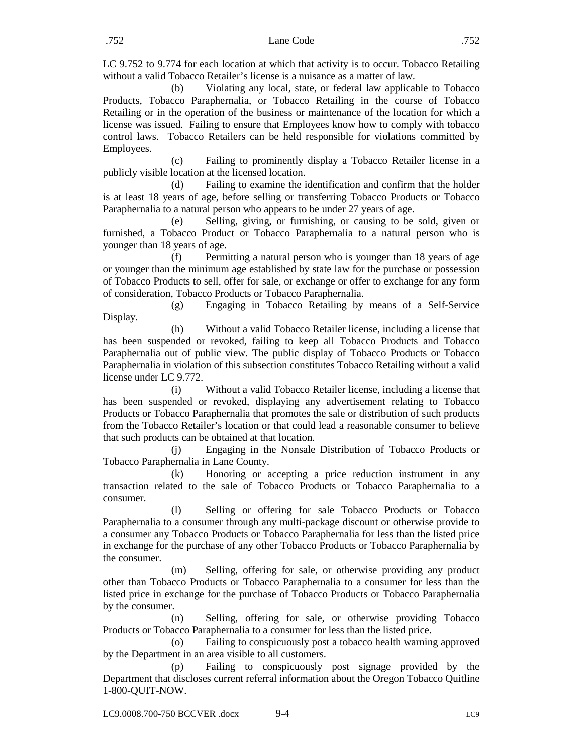LC 9.752 to 9.774 for each location at which that activity is to occur. Tobacco Retailing without a valid Tobacco Retailer's license is a nuisance as a matter of law.

(b) Violating any local, state, or federal law applicable to Tobacco Products, Tobacco Paraphernalia, or Tobacco Retailing in the course of Tobacco Retailing or in the operation of the business or maintenance of the location for which a license was issued. Failing to ensure that Employees know how to comply with tobacco control laws. Tobacco Retailers can be held responsible for violations committed by Employees.

(c) Failing to prominently display a Tobacco Retailer license in a publicly visible location at the licensed location.

(d) Failing to examine the identification and confirm that the holder is at least 18 years of age, before selling or transferring Tobacco Products or Tobacco Paraphernalia to a natural person who appears to be under 27 years of age.

(e) Selling, giving, or furnishing, or causing to be sold, given or furnished, a Tobacco Product or Tobacco Paraphernalia to a natural person who is younger than 18 years of age.

(f) Permitting a natural person who is younger than 18 years of age or younger than the minimum age established by state law for the purchase or possession of Tobacco Products to sell, offer for sale, or exchange or offer to exchange for any form of consideration, Tobacco Products or Tobacco Paraphernalia.

(g) Engaging in Tobacco Retailing by means of a Self-Service Display.

(h) Without a valid Tobacco Retailer license, including a license that has been suspended or revoked, failing to keep all Tobacco Products and Tobacco Paraphernalia out of public view. The public display of Tobacco Products or Tobacco Paraphernalia in violation of this subsection constitutes Tobacco Retailing without a valid license under LC 9.772.

(i) Without a valid Tobacco Retailer license, including a license that has been suspended or revoked, displaying any advertisement relating to Tobacco Products or Tobacco Paraphernalia that promotes the sale or distribution of such products from the Tobacco Retailer's location or that could lead a reasonable consumer to believe that such products can be obtained at that location.

(j) Engaging in the Nonsale Distribution of Tobacco Products or Tobacco Paraphernalia in Lane County.

(k) Honoring or accepting a price reduction instrument in any transaction related to the sale of Tobacco Products or Tobacco Paraphernalia to a consumer.

(l) Selling or offering for sale Tobacco Products or Tobacco Paraphernalia to a consumer through any multi-package discount or otherwise provide to a consumer any Tobacco Products or Tobacco Paraphernalia for less than the listed price in exchange for the purchase of any other Tobacco Products or Tobacco Paraphernalia by the consumer.

(m) Selling, offering for sale, or otherwise providing any product other than Tobacco Products or Tobacco Paraphernalia to a consumer for less than the listed price in exchange for the purchase of Tobacco Products or Tobacco Paraphernalia by the consumer.

(n) Selling, offering for sale, or otherwise providing Tobacco Products or Tobacco Paraphernalia to a consumer for less than the listed price.

(o) Failing to conspicuously post a tobacco health warning approved by the Department in an area visible to all customers.

(p) Failing to conspicuously post signage provided by the Department that discloses current referral information about the Oregon Tobacco Quitline 1-800-QUIT-NOW.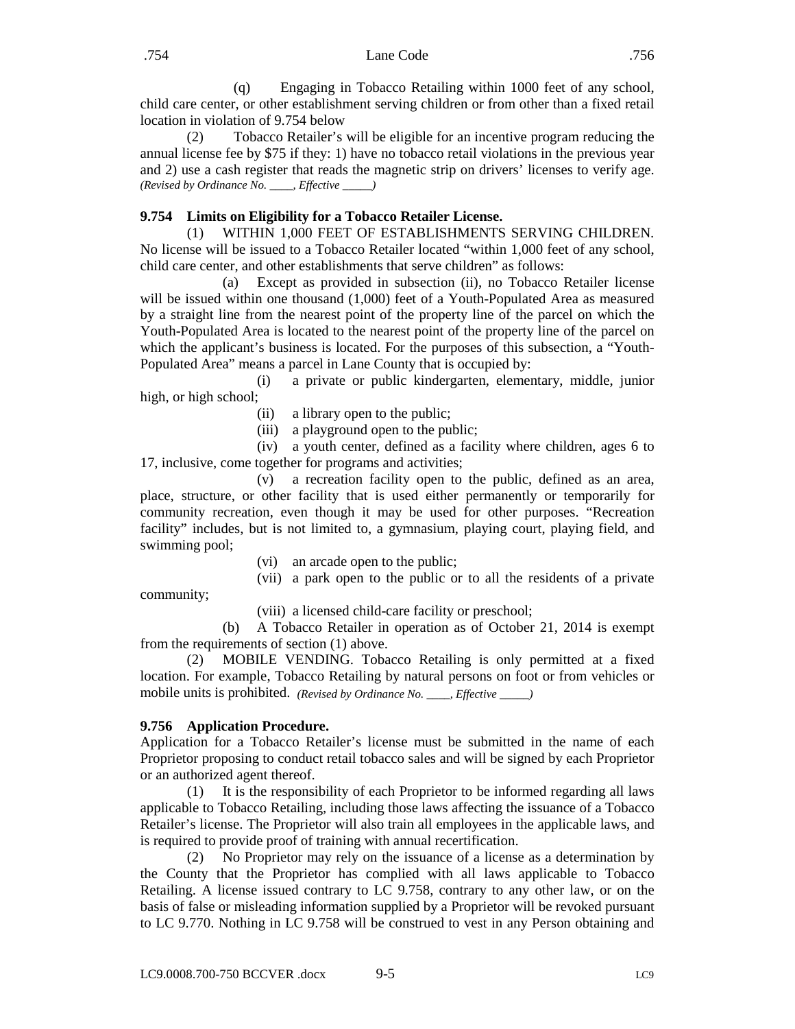(q) Engaging in Tobacco Retailing within 1000 feet of any school, child care center, or other establishment serving children or from other than a fixed retail location in violation of 9.754 below

(2) Tobacco Retailer's will be eligible for an incentive program reducing the annual license fee by $75 if they: 1) have no tobacco retail violations in the previous year and 2) use a cash register that reads the magnetic strip on drivers' licenses to verify age. *(Revised by Ordinance No. ____, Effective _____)*

**9.754 Limits on Eligibility for a Tobacco Retailer License.**

(1) WITHIN 1,000 FEET OF ESTABLISHMENTS SERVING CHILDREN. No license will be issued to a Tobacco Retailer located "within 1,000 feet of any school, child care center, and other establishments that serve children" as follows:

(a) Except as provided in subsection (ii), no Tobacco Retailer license will be issued within one thousand (1,000) feet of a Youth-Populated Area as measured by a straight line from the nearest point of the property line of the parcel on which the Youth-Populated Area is located to the nearest point of the property line of the parcel on which the applicant's business is located. For the purposes of this subsection, a "Youth-Populated Area" means a parcel in Lane County that is occupied by:

(i) a private or public kindergarten, elementary, middle, junior high, or high school;

(ii) a library open to the public;

(iii) a playground open to the public;

(iv) a youth center, defined as a facility where children, ages 6 to 17, inclusive, come together for programs and activities;

(v) a recreation facility open to the public, defined as an area, place, structure, or other facility that is used either permanently or temporarily for community recreation, even though it may be used for other purposes. "Recreation facility" includes, but is not limited to, a gymnasium, playing court, playing field, and swimming pool;

(vi) an arcade open to the public;

(vii) a park open to the public or to all the residents of a private community;

(viii) a licensed child-care facility or preschool;

(b) A Tobacco Retailer in operation as of October 21, 2014 is exempt from the requirements of section (1) above.

(2) MOBILE VENDING. Tobacco Retailing is only permitted at a fixed location. For example, Tobacco Retailing by natural persons on foot or from vehicles or mobile units is prohibited. *(Revised by Ordinance No. ____, Effective _____)*

**9.756 Application Procedure.**

Application for a Tobacco Retailer's license must be submitted in the name of each Proprietor proposing to conduct retail tobacco sales and will be signed by each Proprietor or an authorized agent thereof.

(1) It is the responsibility of each Proprietor to be informed regarding all laws applicable to Tobacco Retailing, including those laws affecting the issuance of a Tobacco Retailer's license. The Proprietor will also train all employees in the applicable laws, and is required to provide proof of training with annual recertification.

(2) No Proprietor may rely on the issuance of a license as a determination by the County that the Proprietor has complied with all laws applicable to Tobacco Retailing. A license issued contrary to LC 9.758, contrary to any other law, or on the basis of false or misleading information supplied by a Proprietor will be revoked pursuant to LC 9.770. Nothing in LC 9.758 will be construed to vest in any Person obtaining and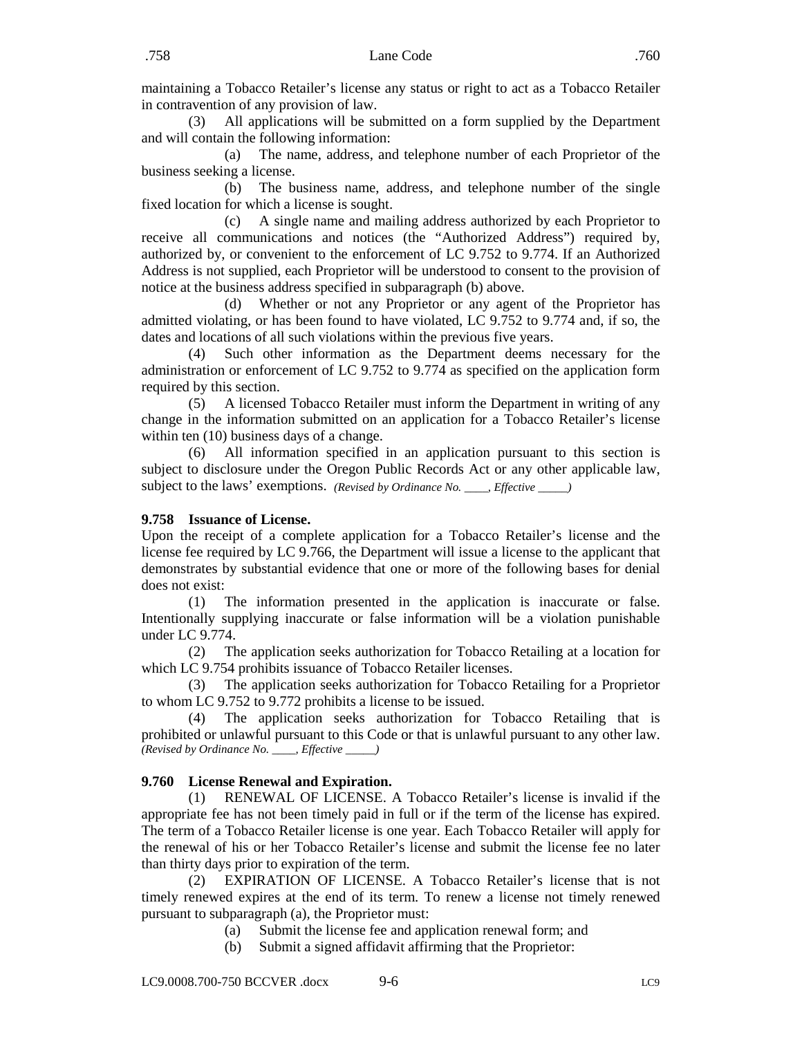maintaining a Tobacco Retailer's license any status or right to act as a Tobacco Retailer in contravention of any provision of law.

(3) All applications will be submitted on a form supplied by the Department and will contain the following information:

(a) The name, address, and telephone number of each Proprietor of the business seeking a license.

(b) The business name, address, and telephone number of the single fixed location for which a license is sought.

(c) A single name and mailing address authorized by each Proprietor to receive all communications and notices (the "Authorized Address") required by, authorized by, or convenient to the enforcement of LC 9.752 to 9.774. If an Authorized Address is not supplied, each Proprietor will be understood to consent to the provision of notice at the business address specified in subparagraph (b) above.

(d) Whether or not any Proprietor or any agent of the Proprietor has admitted violating, or has been found to have violated, LC 9.752 to 9.774 and, if so, the dates and locations of all such violations within the previous five years.

(4) Such other information as the Department deems necessary for the administration or enforcement of LC 9.752 to 9.774 as specified on the application form required by this section.

(5) A licensed Tobacco Retailer must inform the Department in writing of any change in the information submitted on an application for a Tobacco Retailer's license within ten (10) business days of a change.

(6) All information specified in an application pursuant to this section is subject to disclosure under the Oregon Public Records Act or any other applicable law, subject to the laws' exemptions. *(Revised by Ordinance No. ____, Effective _____)*

**9.758 Issuance of License.**

Upon the receipt of a complete application for a Tobacco Retailer's license and the license fee required by LC 9.766, the Department will issue a license to the applicant that demonstrates by substantial evidence that one or more of the following bases for denial does not exist:

(1) The information presented in the application is inaccurate or false. Intentionally supplying inaccurate or false information will be a violation punishable under LC 9.774.

(2) The application seeks authorization for Tobacco Retailing at a location for which LC 9.754 prohibits issuance of Tobacco Retailer licenses.

(3) The application seeks authorization for Tobacco Retailing for a Proprietor to whom LC 9.752 to 9.772 prohibits a license to be issued.

(4) The application seeks authorization for Tobacco Retailing that is prohibited or unlawful pursuant to this Code or that is unlawful pursuant to any other law. *(Revised by Ordinance No. ____, Effective _____)*

**9.760 License Renewal and Expiration.**

(1) RENEWAL OF LICENSE. A Tobacco Retailer's license is invalid if the appropriate fee has not been timely paid in full or if the term of the license has expired. The term of a Tobacco Retailer license is one year. Each Tobacco Retailer will apply for the renewal of his or her Tobacco Retailer's license and submit the license fee no later than thirty days prior to expiration of the term.

(2) EXPIRATION OF LICENSE. A Tobacco Retailer's license that is not timely renewed expires at the end of its term. To renew a license not timely renewed pursuant to subparagraph (a), the Proprietor must:

(a) Submit the license fee and application renewal form; and

(b) Submit a signed affidavit affirming that the Proprietor: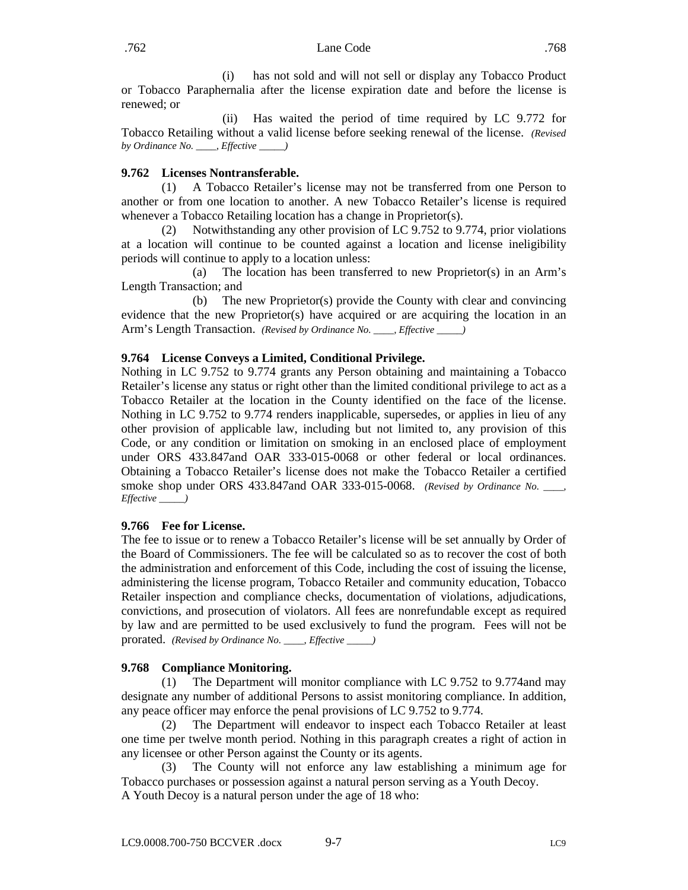(i) has not sold and will not sell or display any Tobacco Product or Tobacco Paraphernalia after the license expiration date and before the license is renewed; or

(ii) Has waited the period of time required by LC 9.772 for Tobacco Retailing without a valid license before seeking renewal of the license. *(Revised by Ordinance No. ____, Effective _____)*

**9.762 Licenses Nontransferable.**

(1) A Tobacco Retailer's license may not be transferred from one Person to another or from one location to another. A new Tobacco Retailer's license is required whenever a Tobacco Retailing location has a change in Proprietor(s).

(2) Notwithstanding any other provision of LC 9.752 to 9.774, prior violations at a location will continue to be counted against a location and license ineligibility periods will continue to apply to a location unless:

(a) The location has been transferred to new Proprietor(s) in an Arm's Length Transaction; and

(b) The new Proprietor(s) provide the County with clear and convincing evidence that the new Proprietor(s) have acquired or are acquiring the location in an Arm's Length Transaction. *(Revised by Ordinance No. ____, Effective _____)*

**9.764 License Conveys a Limited, Conditional Privilege.**

Nothing in LC 9.752 to 9.774 grants any Person obtaining and maintaining a Tobacco Retailer's license any status or right other than the limited conditional privilege to act as a Tobacco Retailer at the location in the County identified on the face of the license. Nothing in LC 9.752 to 9.774 renders inapplicable, supersedes, or applies in lieu of any other provision of applicable law, including but not limited to, any provision of this Code, or any condition or limitation on smoking in an enclosed place of employment under ORS 433.847and OAR 333-015-0068 or other federal or local ordinances. Obtaining a Tobacco Retailer's license does not make the Tobacco Retailer a certified smoke shop under ORS 433.847and OAR 333-015-0068. *(Revised by Ordinance No. ____, Effective _____)*

**9.766 Fee for License.**

The fee to issue or to renew a Tobacco Retailer's license will be set annually by Order of the Board of Commissioners. The fee will be calculated so as to recover the cost of both the administration and enforcement of this Code, including the cost of issuing the license, administering the license program, Tobacco Retailer and community education, Tobacco Retailer inspection and compliance checks, documentation of violations, adjudications, convictions, and prosecution of violators. All fees are nonrefundable except as required by law and are permitted to be used exclusively to fund the program. Fees will not be prorated. *(Revised by Ordinance No. ____, Effective _____)*

**9.768 Compliance Monitoring.**

(1) The Department will monitor compliance with LC 9.752 to 9.774and may designate any number of additional Persons to assist monitoring compliance. In addition, any peace officer may enforce the penal provisions of LC 9.752 to 9.774.

(2) The Department will endeavor to inspect each Tobacco Retailer at least one time per twelve month period. Nothing in this paragraph creates a right of action in any licensee or other Person against the County or its agents.

(3) The County will not enforce any law establishing a minimum age for Tobacco purchases or possession against a natural person serving as a Youth Decoy. A Youth Decoy is a natural person under the age of 18 who: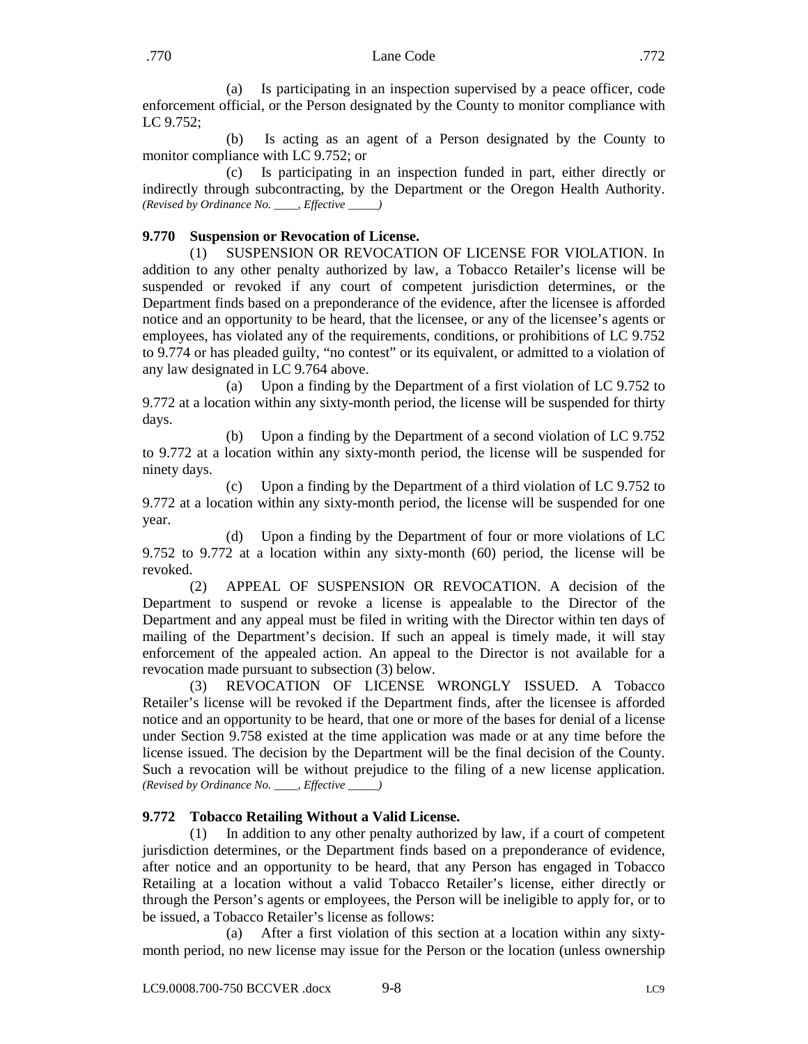(a) Is participating in an inspection supervised by a peace officer, code enforcement official, or the Person designated by the County to monitor compliance with LC 9.752;

(b) Is acting as an agent of a Person designated by the County to monitor compliance with LC 9.752; or

(c) Is participating in an inspection funded in part, either directly or indirectly through subcontracting, by the Department or the Oregon Health Authority. *(Revised by Ordinance No. ____, Effective _____)*

**9.770 Suspension or Revocation of License.**

(1) SUSPENSION OR REVOCATION OF LICENSE FOR VIOLATION. In addition to any other penalty authorized by law, a Tobacco Retailer's license will be suspended or revoked if any court of competent jurisdiction determines, or the Department finds based on a preponderance of the evidence, after the licensee is afforded notice and an opportunity to be heard, that the licensee, or any of the licensee's agents or employees, has violated any of the requirements, conditions, or prohibitions of LC 9.752 to 9.774 or has pleaded guilty, "no contest" or its equivalent, or admitted to a violation of any law designated in LC 9.764 above.

(a) Upon a finding by the Department of a first violation of LC 9.752 to 9.772 at a location within any sixty-month period, the license will be suspended for thirty days.

(b) Upon a finding by the Department of a second violation of LC 9.752 to 9.772 at a location within any sixty-month period, the license will be suspended for ninety days.

(c) Upon a finding by the Department of a third violation of LC 9.752 to 9.772 at a location within any sixty-month period, the license will be suspended for one year.

(d) Upon a finding by the Department of four or more violations of LC 9.752 to 9.772 at a location within any sixty-month (60) period, the license will be revoked.

(2) APPEAL OF SUSPENSION OR REVOCATION. A decision of the Department to suspend or revoke a license is appealable to the Director of the Department and any appeal must be filed in writing with the Director within ten days of mailing of the Department's decision. If such an appeal is timely made, it will stay enforcement of the appealed action. An appeal to the Director is not available for a revocation made pursuant to subsection (3) below.

(3) REVOCATION OF LICENSE WRONGLY ISSUED. A Tobacco Retailer's license will be revoked if the Department finds, after the licensee is afforded notice and an opportunity to be heard, that one or more of the bases for denial of a license under Section 9.758 existed at the time application was made or at any time before the license issued. The decision by the Department will be the final decision of the County. Such a revocation will be without prejudice to the filing of a new license application. *(Revised by Ordinance No. ____, Effective _____)*

**9.772 Tobacco Retailing Without a Valid License.**

(1) In addition to any other penalty authorized by law, if a court of competent jurisdiction determines, or the Department finds based on a preponderance of evidence, after notice and an opportunity to be heard, that any Person has engaged in Tobacco Retailing at a location without a valid Tobacco Retailer's license, either directly or through the Person's agents or employees, the Person will be ineligible to apply for, or to be issued, a Tobacco Retailer's license as follows:

(a) After a first violation of this section at a location within any sixty-month period, no new license may issue for the Person or the location (unless ownership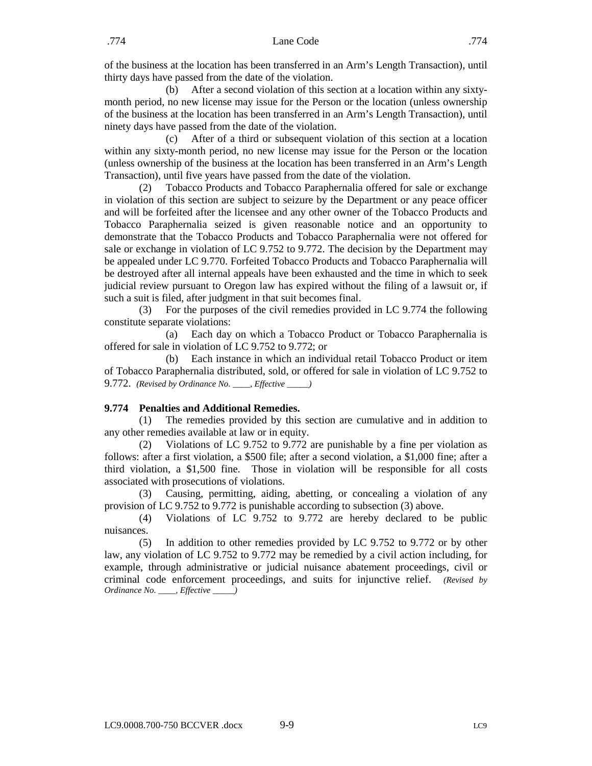of the business at the location has been transferred in an Arm's Length Transaction), until thirty days have passed from the date of the violation.

(b) After a second violation of this section at a location within any sixty-month period, no new license may issue for the Person or the location (unless ownership of the business at the location has been transferred in an Arm's Length Transaction), until ninety days have passed from the date of the violation.

(c) After of a third or subsequent violation of this section at a location within any sixty-month period, no new license may issue for the Person or the location (unless ownership of the business at the location has been transferred in an Arm's Length Transaction), until five years have passed from the date of the violation.

(2) Tobacco Products and Tobacco Paraphernalia offered for sale or exchange in violation of this section are subject to seizure by the Department or any peace officer and will be forfeited after the licensee and any other owner of the Tobacco Products and Tobacco Paraphernalia seized is given reasonable notice and an opportunity to demonstrate that the Tobacco Products and Tobacco Paraphernalia were not offered for sale or exchange in violation of LC 9.752 to 9.772. The decision by the Department may be appealed under LC 9.770. Forfeited Tobacco Products and Tobacco Paraphernalia will be destroyed after all internal appeals have been exhausted and the time in which to seek judicial review pursuant to Oregon law has expired without the filing of a lawsuit or, if such a suit is filed, after judgment in that suit becomes final.

(3) For the purposes of the civil remedies provided in LC 9.774 the following constitute separate violations:

(a) Each day on which a Tobacco Product or Tobacco Paraphernalia is offered for sale in violation of LC 9.752 to 9.772; or

(b) Each instance in which an individual retail Tobacco Product or item of Tobacco Paraphernalia distributed, sold, or offered for sale in violation of LC 9.752 to 9.772. *(Revised by Ordinance No. \_\_\_\_, Effective \_\_\_\_\_)*

**9.774 Penalties and Additional Remedies.**

(1) The remedies provided by this section are cumulative and in addition to any other remedies available at law or in equity.

(2) Violations of LC 9.752 to 9.772 are punishable by a fine per violation as follows: after a first violation, a $500 file; after a second violation, a $1,000 fine; after a third violation, a $1,500 fine. Those in violation will be responsible for all costs associated with prosecutions of violations.

(3) Causing, permitting, aiding, abetting, or concealing a violation of any provision of LC 9.752 to 9.772 is punishable according to subsection (3) above.

(4) Violations of LC 9.752 to 9.772 are hereby declared to be public nuisances.

(5) In addition to other remedies provided by LC 9.752 to 9.772 or by other law, any violation of LC 9.752 to 9.772 may be remedied by a civil action including, for example, through administrative or judicial nuisance abatement proceedings, civil or criminal code enforcement proceedings, and suits for injunctive relief. *(Revised by Ordinance No. \_\_\_\_, Effective \_\_\_\_\_)*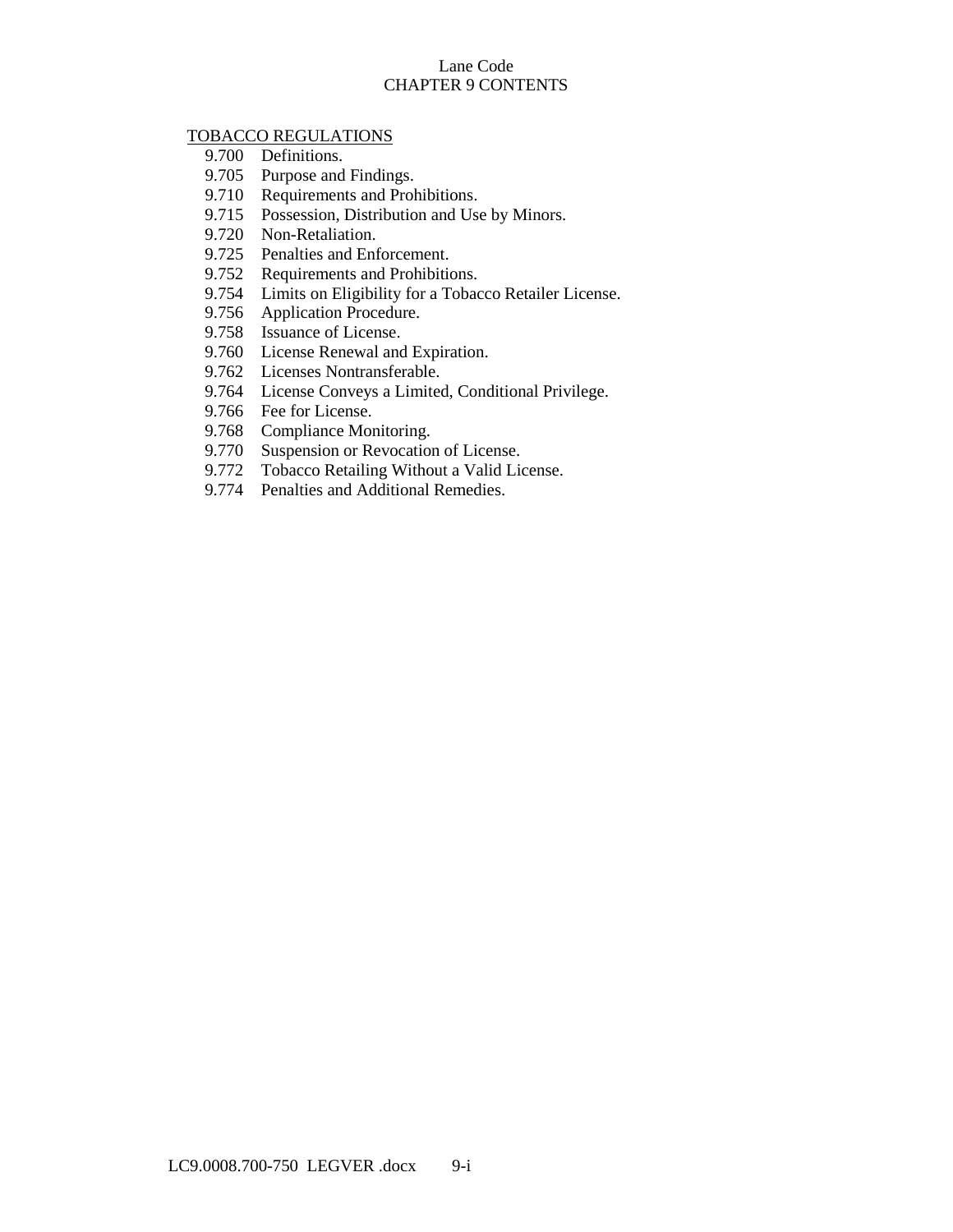# Lane Code
## CHAPTER 9 CONTENTS

TOBACCO REGULATIONS

- 9.700 Definitions.
- 9.705 Purpose and Findings.
- 9.710 Requirements and Prohibitions.
- 9.715 Possession, Distribution and Use by Minors.
- 9.720 Non-Retaliation.
- 9.725 Penalties and Enforcement.
- 9.752 Requirements and Prohibitions.
- 9.754 Limits on Eligibility for a Tobacco Retailer License.
- 9.756 Application Procedure.
- 9.758 Issuance of License.
- 9.760 License Renewal and Expiration.
- 9.762 Licenses Nontransferable.
- 9.764 License Conveys a Limited, Conditional Privilege.
- 9.766 Fee for License.
- 9.768 Compliance Monitoring.
- 9.770 Suspension or Revocation of License.
- 9.772 Tobacco Retailing Without a Valid License.
- 9.774 Penalties and Additional Remedies.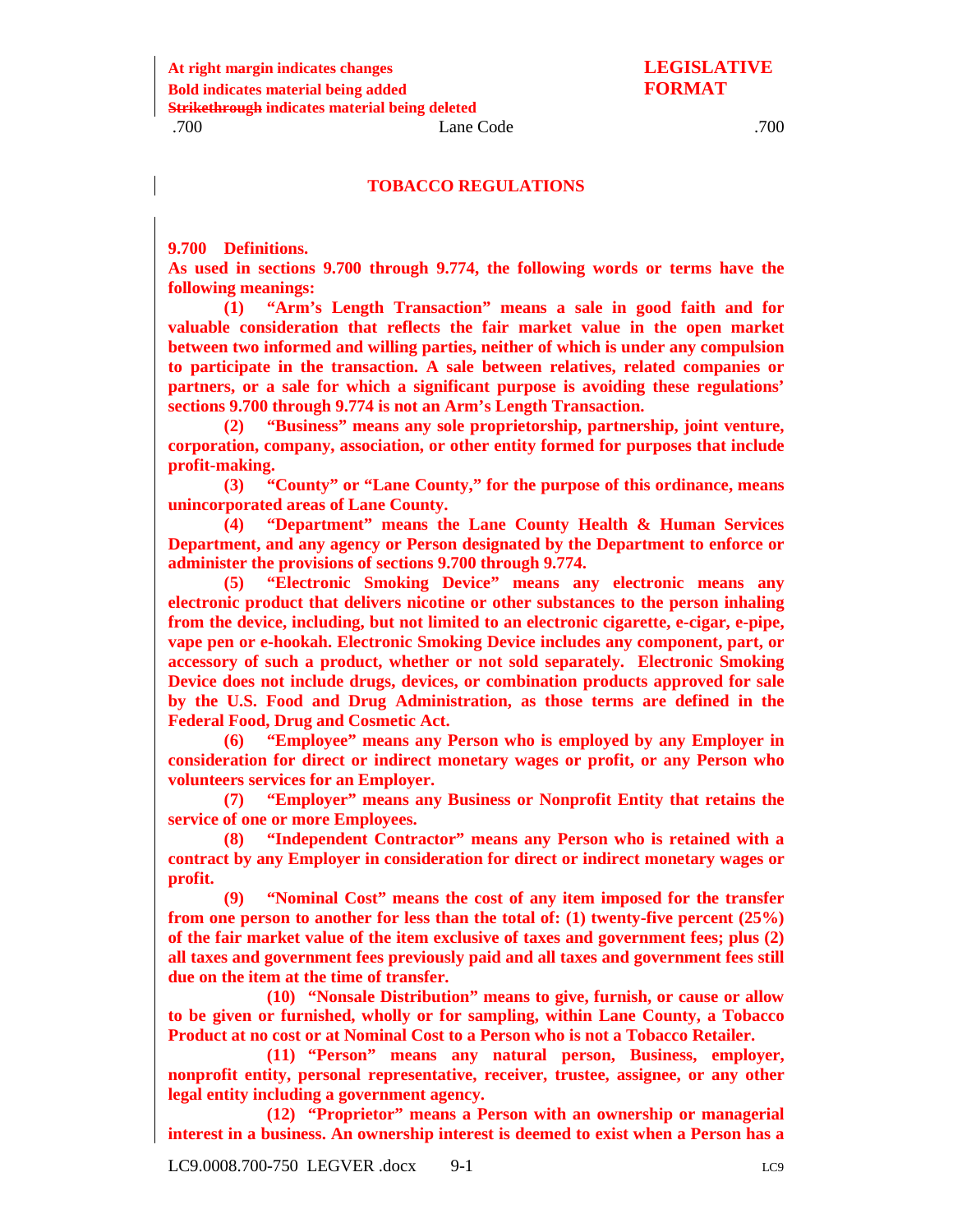At right margin indicates changes
**Bold indicates material being added**
~~Strikethrough~~ **indicates material being deleted**

**LEGISLATIVE FORMAT**

## TOBACCO REGULATIONS

**9.700 Definitions.**

**As used in sections 9.700 through 9.774, the following words or terms have the following meanings:**

**(1) "Arm's Length Transaction" means a sale in good faith and for valuable consideration that reflects the fair market value in the open market between two informed and willing parties, neither of which is under any compulsion to participate in the transaction. A sale between relatives, related companies or partners, or a sale for which a significant purpose is avoiding these regulations' sections 9.700 through 9.774 is not an Arm's Length Transaction.**

**(2) "Business" means any sole proprietorship, partnership, joint venture, corporation, company, association, or other entity formed for purposes that include profit-making.**

**(3) "County" or "Lane County," for the purpose of this ordinance, means unincorporated areas of Lane County.**

**(4) "Department" means the Lane County Health & Human Services Department, and any agency or Person designated by the Department to enforce or administer the provisions of sections 9.700 through 9.774.**

**(5) "Electronic Smoking Device" means any electronic means any electronic product that delivers nicotine or other substances to the person inhaling from the device, including, but not limited to an electronic cigarette, e-cigar, e-pipe, vape pen or e-hookah. Electronic Smoking Device includes any component, part, or accessory of such a product, whether or not sold separately. Electronic Smoking Device does not include drugs, devices, or combination products approved for sale by the U.S. Food and Drug Administration, as those terms are defined in the Federal Food, Drug and Cosmetic Act.**

**(6) "Employee" means any Person who is employed by any Employer in consideration for direct or indirect monetary wages or profit, or any Person who volunteers services for an Employer.**

**(7) "Employer" means any Business or Nonprofit Entity that retains the service of one or more Employees.**

**(8) "Independent Contractor" means any Person who is retained with a contract by any Employer in consideration for direct or indirect monetary wages or profit.**

**(9) "Nominal Cost" means the cost of any item imposed for the transfer from one person to another for less than the total of: (1) twenty-five percent (25%) of the fair market value of the item exclusive of taxes and government fees; plus (2) all taxes and government fees previously paid and all taxes and government fees still due on the item at the time of transfer.**

**(10) "Nonsale Distribution" means to give, furnish, or cause or allow to be given or furnished, wholly or for sampling, within Lane County, a Tobacco Product at no cost or at Nominal Cost to a Person who is not a Tobacco Retailer.**

**(11) "Person" means any natural person, Business, employer, nonprofit entity, personal representative, receiver, trustee, assignee, or any other legal entity including a government agency.**

**(12) "Proprietor" means a Person with an ownership or managerial interest in a business. An ownership interest is deemed to exist when a Person has a**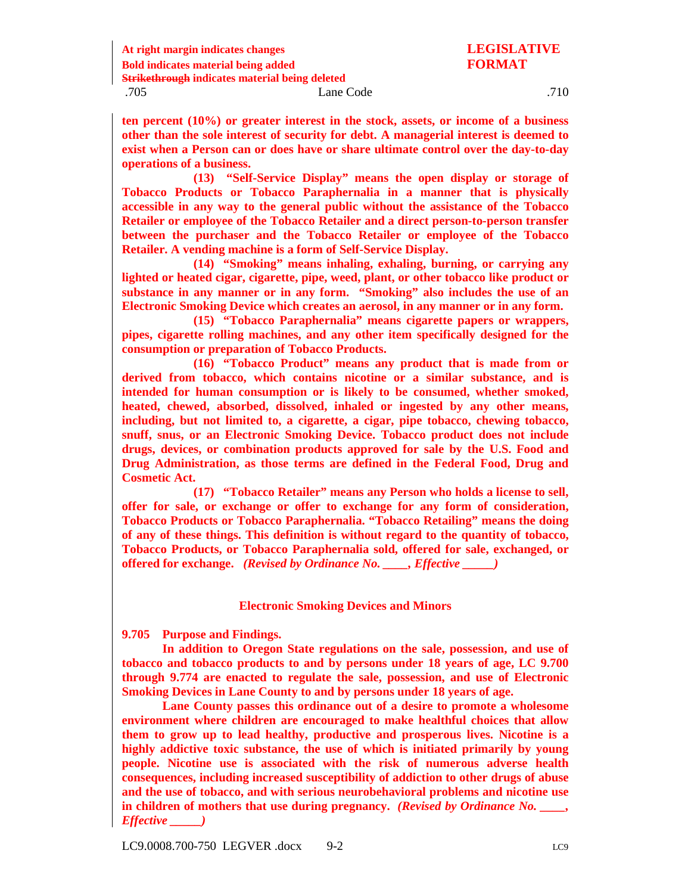**ten percent (10%) or greater interest in the stock, assets, or income of a business other than the sole interest of security for debt. A managerial interest is deemed to exist when a Person can or does have or share ultimate control over the day-to-day operations of a business.**

**(13) "Self-Service Display" means the open display or storage of Tobacco Products or Tobacco Paraphernalia in a manner that is physically accessible in any way to the general public without the assistance of the Tobacco Retailer or employee of the Tobacco Retailer and a direct person-to-person transfer between the purchaser and the Tobacco Retailer or employee of the Tobacco Retailer. A vending machine is a form of Self-Service Display.**

**(14) "Smoking" means inhaling, exhaling, burning, or carrying any lighted or heated cigar, cigarette, pipe, weed, plant, or other tobacco like product or substance in any manner or in any form. "Smoking" also includes the use of an Electronic Smoking Device which creates an aerosol, in any manner or in any form.**

**(15) "Tobacco Paraphernalia" means cigarette papers or wrappers, pipes, cigarette rolling machines, and any other item specifically designed for the consumption or preparation of Tobacco Products.**

**(16) "Tobacco Product" means any product that is made from or derived from tobacco, which contains nicotine or a similar substance, and is intended for human consumption or is likely to be consumed, whether smoked, heated, chewed, absorbed, dissolved, inhaled or ingested by any other means, including, but not limited to, a cigarette, a cigar, pipe tobacco, chewing tobacco, snuff, snus, or an Electronic Smoking Device. Tobacco product does not include drugs, devices, or combination products approved for sale by the U.S. Food and Drug Administration, as those terms are defined in the Federal Food, Drug and Cosmetic Act.**

**(17) "Tobacco Retailer" means any Person who holds a license to sell, offer for sale, or exchange or offer to exchange for any form of consideration, Tobacco Products or Tobacco Paraphernalia. "Tobacco Retailing" means the doing of any of these things. This definition is without regard to the quantity of tobacco, Tobacco Products, or Tobacco Paraphernalia sold, offered for sale, exchanged, or offered for exchange.** ***(Revised by Ordinance No. \_\_\_\_, Effective \_\_\_\_\_)***

## Electronic Smoking Devices and Minors

**9.705 Purpose and Findings.**

**In addition to Oregon State regulations on the sale, possession, and use of tobacco and tobacco products to and by persons under 18 years of age, LC 9.700 through 9.774 are enacted to regulate the sale, possession, and use of Electronic Smoking Devices in Lane County to and by persons under 18 years of age.**

**Lane County passes this ordinance out of a desire to promote a wholesome environment where children are encouraged to make healthful choices that allow them to grow up to lead healthy, productive and prosperous lives. Nicotine is a highly addictive toxic substance, the use of which is initiated primarily by young people. Nicotine use is associated with the risk of numerous adverse health consequences, including increased susceptibility of addiction to other drugs of abuse and the use of tobacco, and with serious neurobehavioral problems and nicotine use in children of mothers that use during pregnancy.** ***(Revised by Ordinance No. \_\_\_\_, Effective \_\_\_\_\_)***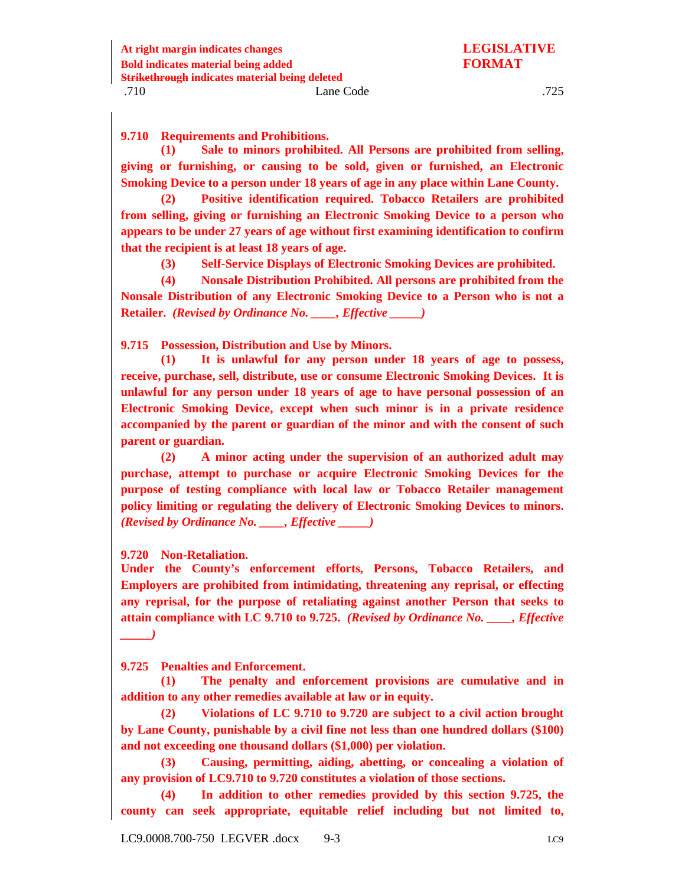**9.710 Requirements and Prohibitions.**

**(1) Sale to minors prohibited. All Persons are prohibited from selling, giving or furnishing, or causing to be sold, given or furnished, an Electronic Smoking Device to a person under 18 years of age in any place within Lane County.**

**(2) Positive identification required. Tobacco Retailers are prohibited from selling, giving or furnishing an Electronic Smoking Device to a person who appears to be under 27 years of age without first examining identification to confirm that the recipient is at least 18 years of age.**

**(3) Self-Service Displays of Electronic Smoking Devices are prohibited.**

**(4) Nonsale Distribution Prohibited. All persons are prohibited from the Nonsale Distribution of any Electronic Smoking Device to a Person who is not a Retailer.** ***(Revised by Ordinance No. \_\_\_\_, Effective \_\_\_\_\_)***

**9.715 Possession, Distribution and Use by Minors.**

**(1) It is unlawful for any person under 18 years of age to possess, receive, purchase, sell, distribute, use or consume Electronic Smoking Devices. It is unlawful for any person under 18 years of age to have personal possession of an Electronic Smoking Device, except when such minor is in a private residence accompanied by the parent or guardian of the minor and with the consent of such parent or guardian.**

**(2) A minor acting under the supervision of an authorized adult may purchase, attempt to purchase or acquire Electronic Smoking Devices for the purpose of testing compliance with local law or Tobacco Retailer management policy limiting or regulating the delivery of Electronic Smoking Devices to minors.** ***(Revised by Ordinance No. \_\_\_\_, Effective \_\_\_\_\_)***

**9.720 Non-Retaliation.**

**Under the County's enforcement efforts, Persons, Tobacco Retailers, and Employers are prohibited from intimidating, threatening any reprisal, or effecting any reprisal, for the purpose of retaliating against another Person that seeks to attain compliance with LC 9.710 to 9.725.** ***(Revised by Ordinance No. \_\_\_\_, Effective \_\_\_\_\_)***

**9.725 Penalties and Enforcement.**

**(1) The penalty and enforcement provisions are cumulative and in addition to any other remedies available at law or in equity.**

**(2) Violations of LC 9.710 to 9.720 are subject to a civil action brought by Lane County, punishable by a civil fine not less than one hundred dollars ($100) and not exceeding one thousand dollars ($1,000) per violation.**

**(3) Causing, permitting, aiding, abetting, or concealing a violation of any provision of LC9.710 to 9.720 constitutes a violation of those sections.**

**(4) In addition to other remedies provided by this section 9.725, the county can seek appropriate, equitable relief including but not limited to,**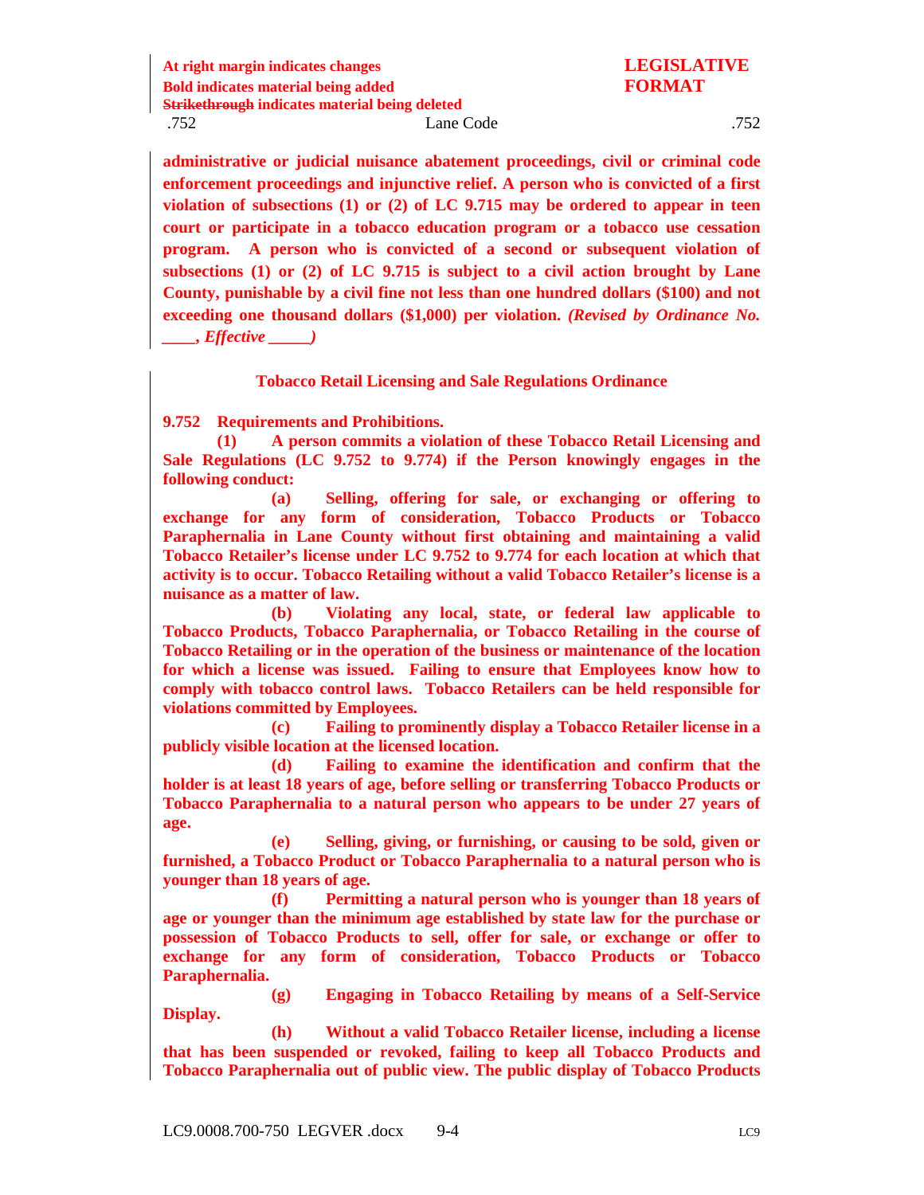**administrative or judicial nuisance abatement proceedings, civil or criminal code enforcement proceedings and injunctive relief. A person who is convicted of a first violation of subsections (1) or (2) of LC 9.715 may be ordered to appear in teen court or participate in a tobacco education program or a tobacco use cessation program. A person who is convicted of a second or subsequent violation of subsections (1) or (2) of LC 9.715 is subject to a civil action brought by Lane County, punishable by a civil fine not less than one hundred dollars ($100) and not exceeding one thousand dollars ($1,000) per violation.** ***(Revised by Ordinance No. ____, Effective _____)***

**Tobacco Retail Licensing and Sale Regulations Ordinance**

**9.752 Requirements and Prohibitions.**

**(1) A person commits a violation of these Tobacco Retail Licensing and Sale Regulations (LC 9.752 to 9.774) if the Person knowingly engages in the following conduct:**

**(a) Selling, offering for sale, or exchanging or offering to exchange for any form of consideration, Tobacco Products or Tobacco Paraphernalia in Lane County without first obtaining and maintaining a valid Tobacco Retailer's license under LC 9.752 to 9.774 for each location at which that activity is to occur. Tobacco Retailing without a valid Tobacco Retailer's license is a nuisance as a matter of law.**

**(b) Violating any local, state, or federal law applicable to Tobacco Products, Tobacco Paraphernalia, or Tobacco Retailing in the course of Tobacco Retailing or in the operation of the business or maintenance of the location for which a license was issued. Failing to ensure that Employees know how to comply with tobacco control laws. Tobacco Retailers can be held responsible for violations committed by Employees.**

**(c) Failing to prominently display a Tobacco Retailer license in a publicly visible location at the licensed location.**

**(d) Failing to examine the identification and confirm that the holder is at least 18 years of age, before selling or transferring Tobacco Products or Tobacco Paraphernalia to a natural person who appears to be under 27 years of age.**

**(e) Selling, giving, or furnishing, or causing to be sold, given or furnished, a Tobacco Product or Tobacco Paraphernalia to a natural person who is younger than 18 years of age.**

**(f) Permitting a natural person who is younger than 18 years of age or younger than the minimum age established by state law for the purchase or possession of Tobacco Products to sell, offer for sale, or exchange or offer to exchange for any form of consideration, Tobacco Products or Tobacco Paraphernalia.**

**(g) Engaging in Tobacco Retailing by means of a Self-Service Display.**

**(h) Without a valid Tobacco Retailer license, including a license that has been suspended or revoked, failing to keep all Tobacco Products and Tobacco Paraphernalia out of public view. The public display of Tobacco Products**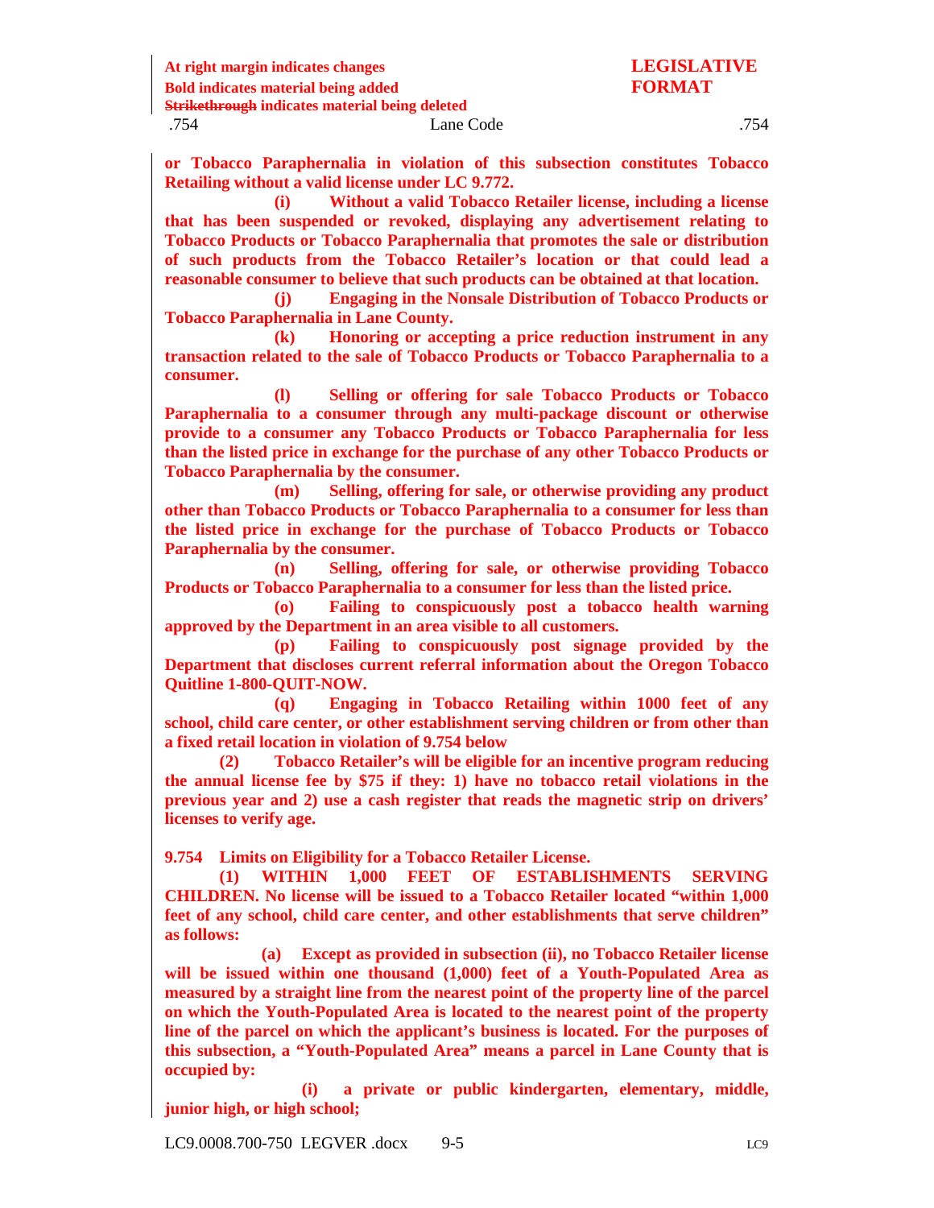**or Tobacco Paraphernalia in violation of this subsection constitutes Tobacco Retailing without a valid license under LC 9.772.**

**(i) Without a valid Tobacco Retailer license, including a license that has been suspended or revoked, displaying any advertisement relating to Tobacco Products or Tobacco Paraphernalia that promotes the sale or distribution of such products from the Tobacco Retailer's location or that could lead a reasonable consumer to believe that such products can be obtained at that location.**

**(j) Engaging in the Nonsale Distribution of Tobacco Products or Tobacco Paraphernalia in Lane County.**

**(k) Honoring or accepting a price reduction instrument in any transaction related to the sale of Tobacco Products or Tobacco Paraphernalia to a consumer.**

**(l) Selling or offering for sale Tobacco Products or Tobacco Paraphernalia to a consumer through any multi-package discount or otherwise provide to a consumer any Tobacco Products or Tobacco Paraphernalia for less than the listed price in exchange for the purchase of any other Tobacco Products or Tobacco Paraphernalia by the consumer.**

**(m) Selling, offering for sale, or otherwise providing any product other than Tobacco Products or Tobacco Paraphernalia to a consumer for less than the listed price in exchange for the purchase of Tobacco Products or Tobacco Paraphernalia by the consumer.**

**(n) Selling, offering for sale, or otherwise providing Tobacco Products or Tobacco Paraphernalia to a consumer for less than the listed price.**

**(o) Failing to conspicuously post a tobacco health warning approved by the Department in an area visible to all customers.**

**(p) Failing to conspicuously post signage provided by the Department that discloses current referral information about the Oregon Tobacco Quitline 1-800-QUIT-NOW.**

**(q) Engaging in Tobacco Retailing within 1000 feet of any school, child care center, or other establishment serving children or from other than a fixed retail location in violation of 9.754 below**

**(2) Tobacco Retailer's will be eligible for an incentive program reducing the annual license fee by $75 if they: 1) have no tobacco retail violations in the previous year and 2) use a cash register that reads the magnetic strip on drivers' licenses to verify age.**

**9.754 Limits on Eligibility for a Tobacco Retailer License.**

**(1) WITHIN 1,000 FEET OF ESTABLISHMENTS SERVING CHILDREN. No license will be issued to a Tobacco Retailer located "within 1,000 feet of any school, child care center, and other establishments that serve children" as follows:**

**(a) Except as provided in subsection (ii), no Tobacco Retailer license will be issued within one thousand (1,000) feet of a Youth-Populated Area as measured by a straight line from the nearest point of the property line of the parcel on which the Youth-Populated Area is located to the nearest point of the property line of the parcel on which the applicant's business is located. For the purposes of this subsection, a "Youth-Populated Area" means a parcel in Lane County that is occupied by:**

**(i) a private or public kindergarten, elementary, middle, junior high, or high school;**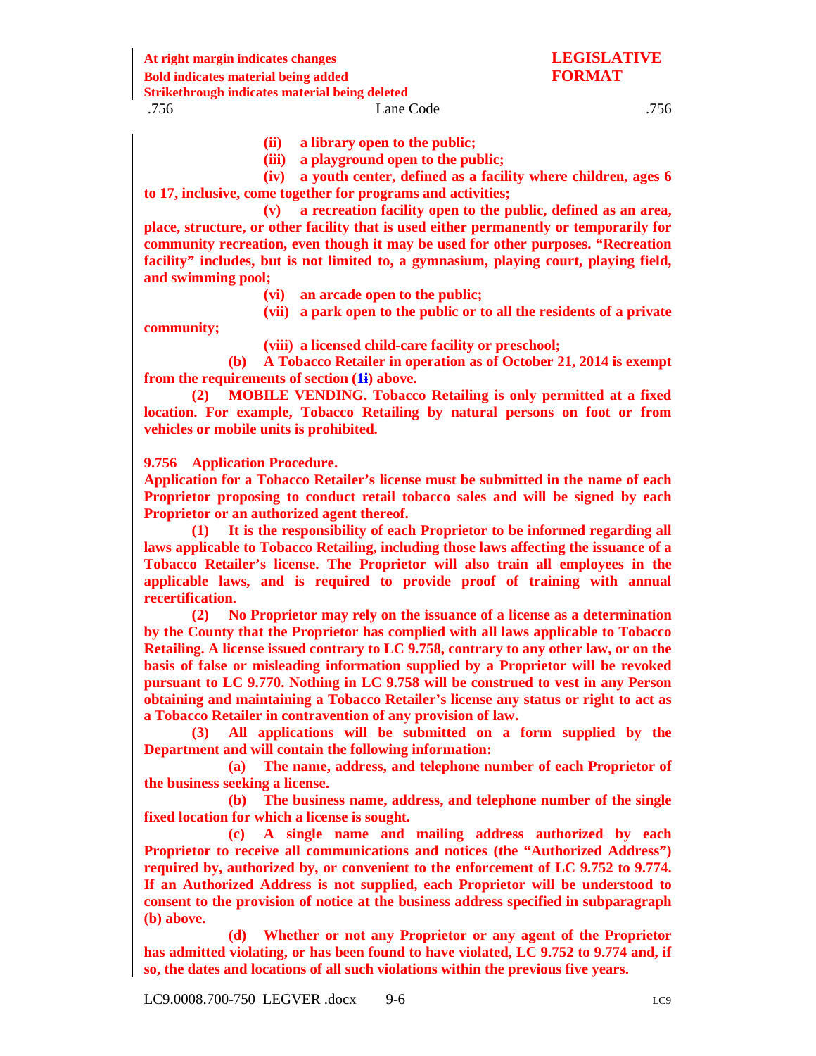**(ii) a library open to the public;**

**(iii) a playground open to the public;**

**(iv) a youth center, defined as a facility where children, ages 6 to 17, inclusive, come together for programs and activities;**

**(v) a recreation facility open to the public, defined as an area, place, structure, or other facility that is used either permanently or temporarily for community recreation, even though it may be used for other purposes. "Recreation facility" includes, but is not limited to, a gymnasium, playing court, playing field, and swimming pool;**

**(vi) an arcade open to the public;**

**(vii) a park open to the public or to all the residents of a private community;**

**(viii) a licensed child-care facility or preschool;**

**(b) A Tobacco Retailer in operation as of October 21, 2014 is exempt from the requirements of section (1~~i~~) above.**

**(2) MOBILE VENDING. Tobacco Retailing is only permitted at a fixed location. For example, Tobacco Retailing by natural persons on foot or from vehicles or mobile units is prohibited.**

**9.756 Application Procedure.**

**Application for a Tobacco Retailer's license must be submitted in the name of each Proprietor proposing to conduct retail tobacco sales and will be signed by each Proprietor or an authorized agent thereof.**

**(1) It is the responsibility of each Proprietor to be informed regarding all laws applicable to Tobacco Retailing, including those laws affecting the issuance of a Tobacco Retailer's license. The Proprietor will also train all employees in the applicable laws, and is required to provide proof of training with annual recertification.**

**(2) No Proprietor may rely on the issuance of a license as a determination by the County that the Proprietor has complied with all laws applicable to Tobacco Retailing. A license issued contrary to LC 9.758, contrary to any other law, or on the basis of false or misleading information supplied by a Proprietor will be revoked pursuant to LC 9.770. Nothing in LC 9.758 will be construed to vest in any Person obtaining and maintaining a Tobacco Retailer's license any status or right to act as a Tobacco Retailer in contravention of any provision of law.**

**(3) All applications will be submitted on a form supplied by the Department and will contain the following information:**

**(a) The name, address, and telephone number of each Proprietor of the business seeking a license.**

**(b) The business name, address, and telephone number of the single fixed location for which a license is sought.**

**(c) A single name and mailing address authorized by each Proprietor to receive all communications and notices (the "Authorized Address") required by, authorized by, or convenient to the enforcement of LC 9.752 to 9.774. If an Authorized Address is not supplied, each Proprietor will be understood to consent to the provision of notice at the business address specified in subparagraph (b) above.**

**(d) Whether or not any Proprietor or any agent of the Proprietor has admitted violating, or has been found to have violated, LC 9.752 to 9.774 and, if so, the dates and locations of all such violations within the previous five years.**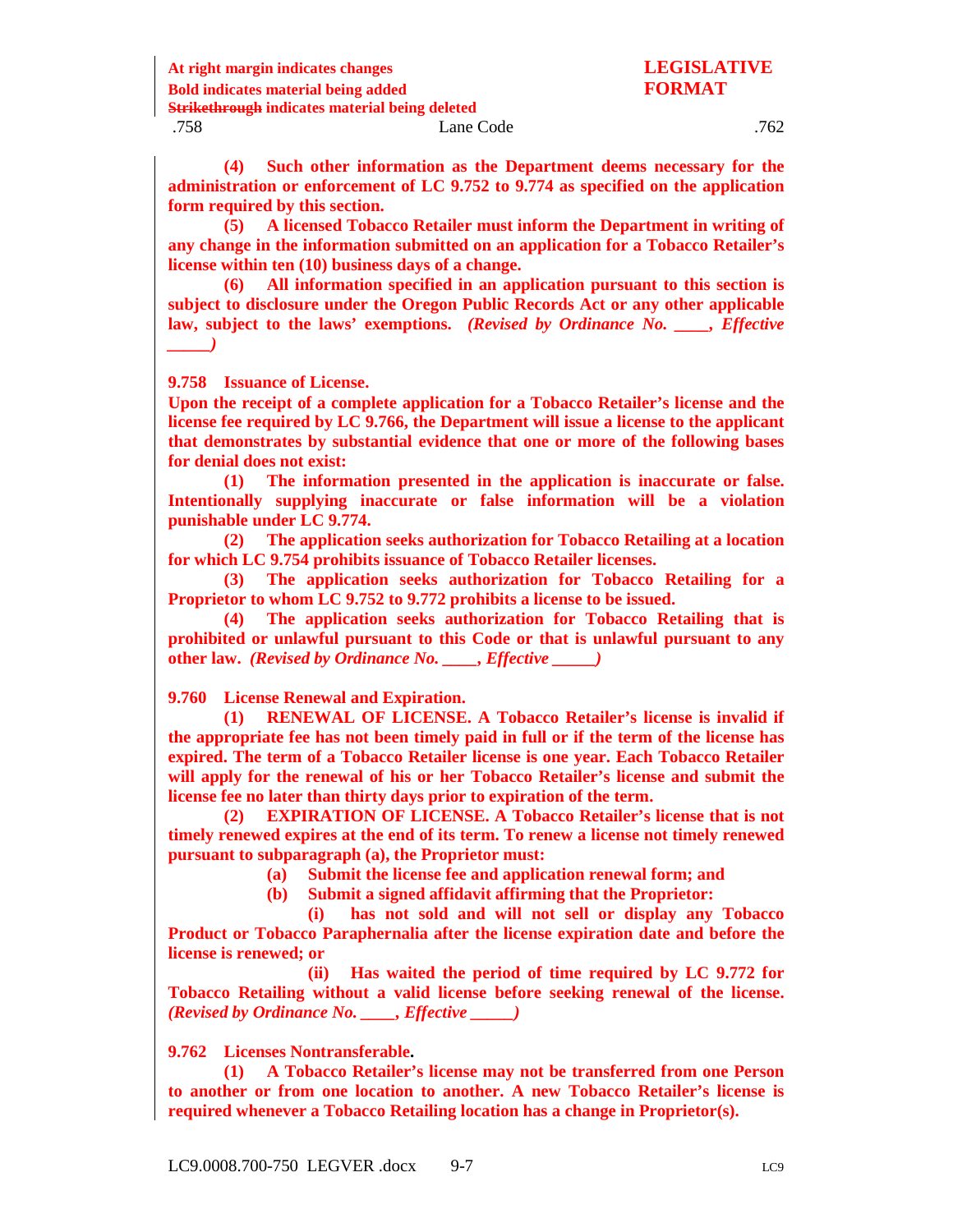**(4) Such other information as the Department deems necessary for the administration or enforcement of LC 9.752 to 9.774 as specified on the application form required by this section.**

**(5) A licensed Tobacco Retailer must inform the Department in writing of any change in the information submitted on an application for a Tobacco Retailer's license within ten (10) business days of a change.**

**(6) All information specified in an application pursuant to this section is subject to disclosure under the Oregon Public Records Act or any other applicable law, subject to the laws' exemptions.** ***(Revised by Ordinance No. \_\_\_\_, Effective \_\_\_\_\_)***

**9.758 Issuance of License.**

**Upon the receipt of a complete application for a Tobacco Retailer's license and the license fee required by LC 9.766, the Department will issue a license to the applicant that demonstrates by substantial evidence that one or more of the following bases for denial does not exist:**

**(1) The information presented in the application is inaccurate or false. Intentionally supplying inaccurate or false information will be a violation punishable under LC 9.774.**

**(2) The application seeks authorization for Tobacco Retailing at a location for which LC 9.754 prohibits issuance of Tobacco Retailer licenses.**

**(3) The application seeks authorization for Tobacco Retailing for a Proprietor to whom LC 9.752 to 9.772 prohibits a license to be issued.**

**(4) The application seeks authorization for Tobacco Retailing that is prohibited or unlawful pursuant to this Code or that is unlawful pursuant to any other law.** ***(Revised by Ordinance No. \_\_\_\_, Effective \_\_\_\_\_)***

**9.760 License Renewal and Expiration.**

**(1) RENEWAL OF LICENSE. A Tobacco Retailer's license is invalid if the appropriate fee has not been timely paid in full or if the term of the license has expired. The term of a Tobacco Retailer license is one year. Each Tobacco Retailer will apply for the renewal of his or her Tobacco Retailer's license and submit the license fee no later than thirty days prior to expiration of the term.**

**(2) EXPIRATION OF LICENSE. A Tobacco Retailer's license that is not timely renewed expires at the end of its term. To renew a license not timely renewed pursuant to subparagraph (a), the Proprietor must:**

**(a) Submit the license fee and application renewal form; and**

**(b) Submit a signed affidavit affirming that the Proprietor:**

**(i) has not sold and will not sell or display any Tobacco Product or Tobacco Paraphernalia after the license expiration date and before the license is renewed; or**

**(ii) Has waited the period of time required by LC 9.772 for Tobacco Retailing without a valid license before seeking renewal of the license.** ***(Revised by Ordinance No. \_\_\_\_, Effective \_\_\_\_\_)***

**9.762 Licenses Nontransferable.**

**(1) A Tobacco Retailer's license may not be transferred from one Person to another or from one location to another. A new Tobacco Retailer's license is required whenever a Tobacco Retailing location has a change in Proprietor(s).**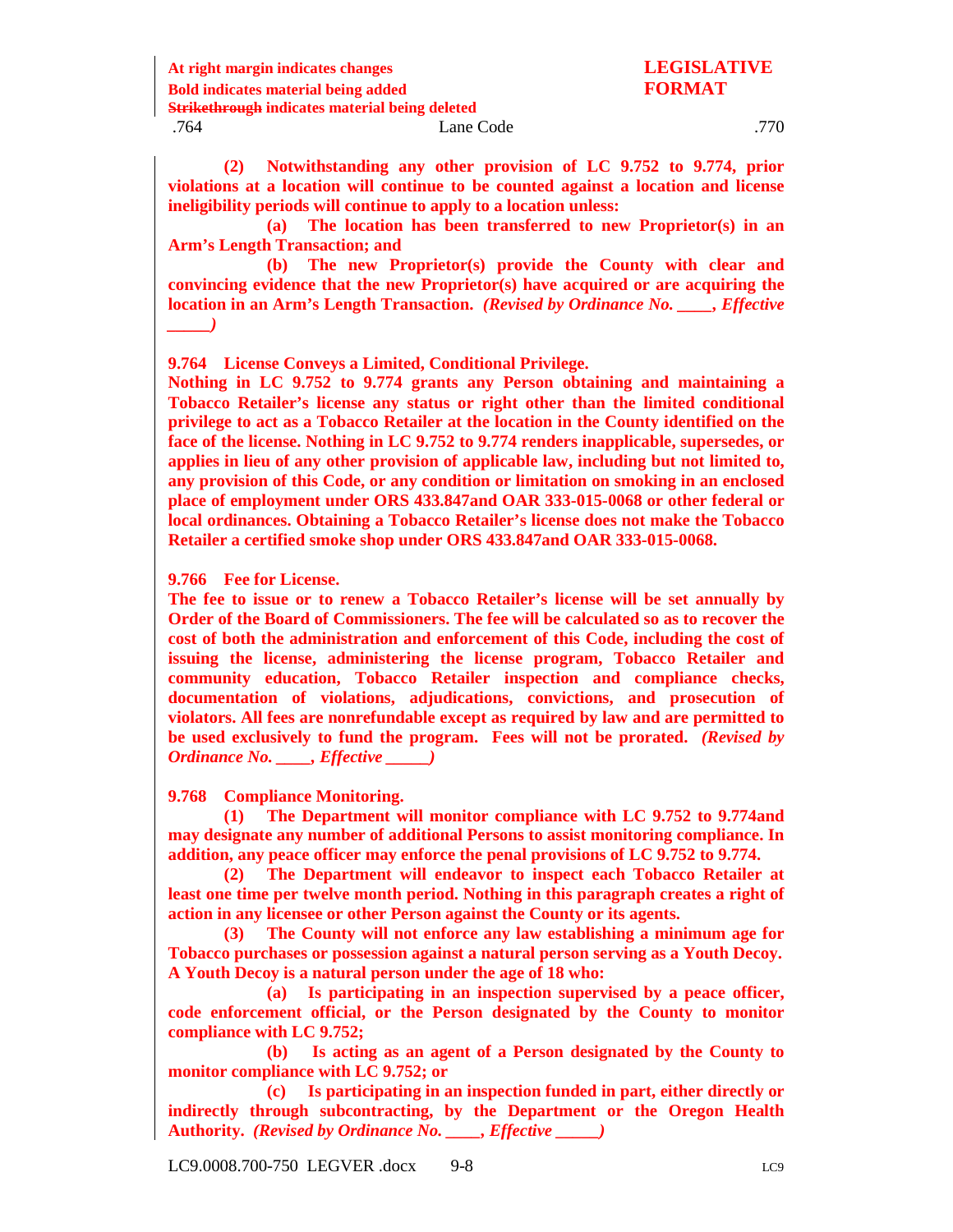**(2) Notwithstanding any other provision of LC 9.752 to 9.774, prior violations at a location will continue to be counted against a location and license ineligibility periods will continue to apply to a location unless:**

**(a) The location has been transferred to new Proprietor(s) in an Arm's Length Transaction; and**

**(b) The new Proprietor(s) provide the County with clear and convincing evidence that the new Proprietor(s) have acquired or are acquiring the location in an Arm's Length Transaction.** ***(Revised by Ordinance No. \_\_\_\_, Effective \_\_\_\_\_)***

**9.764 License Conveys a Limited, Conditional Privilege.**

**Nothing in LC 9.752 to 9.774 grants any Person obtaining and maintaining a Tobacco Retailer's license any status or right other than the limited conditional privilege to act as a Tobacco Retailer at the location in the County identified on the face of the license. Nothing in LC 9.752 to 9.774 renders inapplicable, supersedes, or applies in lieu of any other provision of applicable law, including but not limited to, any provision of this Code, or any condition or limitation on smoking in an enclosed place of employment under ORS 433.847and OAR 333-015-0068 or other federal or local ordinances. Obtaining a Tobacco Retailer's license does not make the Tobacco Retailer a certified smoke shop under ORS 433.847and OAR 333-015-0068.**

**9.766 Fee for License.**

**The fee to issue or to renew a Tobacco Retailer's license will be set annually by Order of the Board of Commissioners. The fee will be calculated so as to recover the cost of both the administration and enforcement of this Code, including the cost of issuing the license, administering the license program, Tobacco Retailer and community education, Tobacco Retailer inspection and compliance checks, documentation of violations, adjudications, convictions, and prosecution of violators. All fees are nonrefundable except as required by law and are permitted to be used exclusively to fund the program. Fees will not be prorated.** ***(Revised by Ordinance No. \_\_\_\_, Effective \_\_\_\_\_)***

**9.768 Compliance Monitoring.**

**(1) The Department will monitor compliance with LC 9.752 to 9.774and may designate any number of additional Persons to assist monitoring compliance. In addition, any peace officer may enforce the penal provisions of LC 9.752 to 9.774.**

**(2) The Department will endeavor to inspect each Tobacco Retailer at least one time per twelve month period. Nothing in this paragraph creates a right of action in any licensee or other Person against the County or its agents.**

**(3) The County will not enforce any law establishing a minimum age for Tobacco purchases or possession against a natural person serving as a Youth Decoy. A Youth Decoy is a natural person under the age of 18 who:**

**(a) Is participating in an inspection supervised by a peace officer, code enforcement official, or the Person designated by the County to monitor compliance with LC 9.752;**

**(b) Is acting as an agent of a Person designated by the County to monitor compliance with LC 9.752; or**

**(c) Is participating in an inspection funded in part, either directly or indirectly through subcontracting, by the Department or the Oregon Health Authority.** ***(Revised by Ordinance No. \_\_\_\_, Effective \_\_\_\_\_)***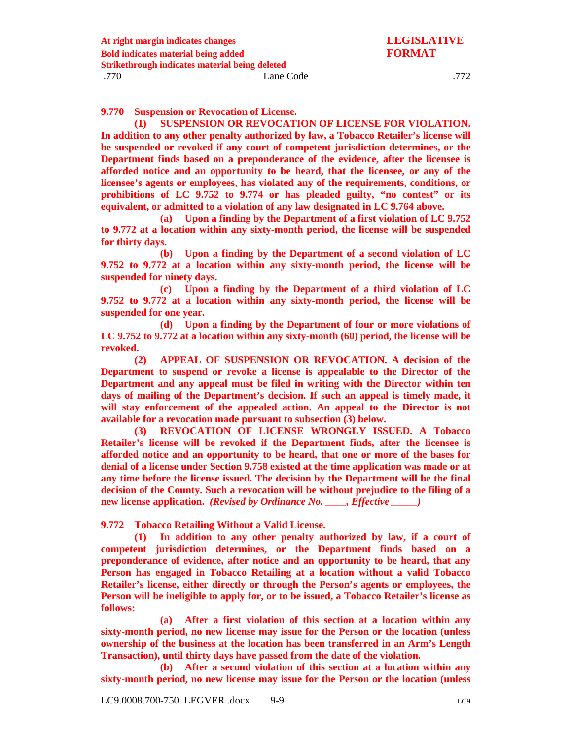**9.770 Suspension or Revocation of License.**

**(1) SUSPENSION OR REVOCATION OF LICENSE FOR VIOLATION. In addition to any other penalty authorized by law, a Tobacco Retailer's license will be suspended or revoked if any court of competent jurisdiction determines, or the Department finds based on a preponderance of the evidence, after the licensee is afforded notice and an opportunity to be heard, that the licensee, or any of the licensee's agents or employees, has violated any of the requirements, conditions, or prohibitions of LC 9.752 to 9.774 or has pleaded guilty, "no contest" or its equivalent, or admitted to a violation of any law designated in LC 9.764 above.**

**(a) Upon a finding by the Department of a first violation of LC 9.752 to 9.772 at a location within any sixty-month period, the license will be suspended for thirty days.**

**(b) Upon a finding by the Department of a second violation of LC 9.752 to 9.772 at a location within any sixty-month period, the license will be suspended for ninety days.**

**(c) Upon a finding by the Department of a third violation of LC 9.752 to 9.772 at a location within any sixty-month period, the license will be suspended for one year.**

**(d) Upon a finding by the Department of four or more violations of LC 9.752 to 9.772 at a location within any sixty-month (60) period, the license will be revoked.**

**(2) APPEAL OF SUSPENSION OR REVOCATION. A decision of the Department to suspend or revoke a license is appealable to the Director of the Department and any appeal must be filed in writing with the Director within ten days of mailing of the Department's decision. If such an appeal is timely made, it will stay enforcement of the appealed action. An appeal to the Director is not available for a revocation made pursuant to subsection (3) below.**

**(3) REVOCATION OF LICENSE WRONGLY ISSUED. A Tobacco Retailer's license will be revoked if the Department finds, after the licensee is afforded notice and an opportunity to be heard, that one or more of the bases for denial of a license under Section 9.758 existed at the time application was made or at any time before the license issued. The decision by the Department will be the final decision of the County. Such a revocation will be without prejudice to the filing of a new license application.** ***(Revised by Ordinance No. \_\_\_\_, Effective \_\_\_\_\_)***

**9.772 Tobacco Retailing Without a Valid License.**

**(1) In addition to any other penalty authorized by law, if a court of competent jurisdiction determines, or the Department finds based on a preponderance of evidence, after notice and an opportunity to be heard, that any Person has engaged in Tobacco Retailing at a location without a valid Tobacco Retailer's license, either directly or through the Person's agents or employees, the Person will be ineligible to apply for, or to be issued, a Tobacco Retailer's license as follows:**

**(a) After a first violation of this section at a location within any sixty-month period, no new license may issue for the Person or the location (unless ownership of the business at the location has been transferred in an Arm's Length Transaction), until thirty days have passed from the date of the violation.**

**(b) After a second violation of this section at a location within any sixty-month period, no new license may issue for the Person or the location (unless**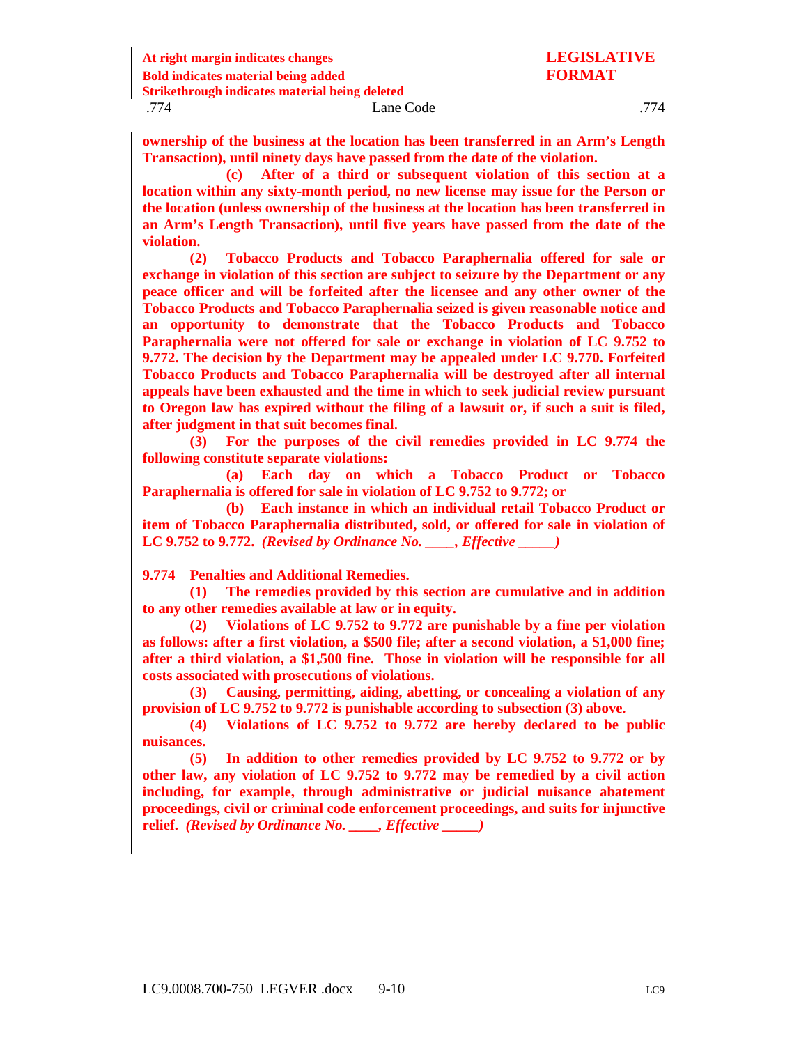**ownership of the business at the location has been transferred in an Arm's Length Transaction), until ninety days have passed from the date of the violation.**

**(c) After of a third or subsequent violation of this section at a location within any sixty-month period, no new license may issue for the Person or the location (unless ownership of the business at the location has been transferred in an Arm's Length Transaction), until five years have passed from the date of the violation.**

**(2) Tobacco Products and Tobacco Paraphernalia offered for sale or exchange in violation of this section are subject to seizure by the Department or any peace officer and will be forfeited after the licensee and any other owner of the Tobacco Products and Tobacco Paraphernalia seized is given reasonable notice and an opportunity to demonstrate that the Tobacco Products and Tobacco Paraphernalia were not offered for sale or exchange in violation of LC 9.752 to 9.772. The decision by the Department may be appealed under LC 9.770. Forfeited Tobacco Products and Tobacco Paraphernalia will be destroyed after all internal appeals have been exhausted and the time in which to seek judicial review pursuant to Oregon law has expired without the filing of a lawsuit or, if such a suit is filed, after judgment in that suit becomes final.**

**(3) For the purposes of the civil remedies provided in LC 9.774 the following constitute separate violations:**

**(a) Each day on which a Tobacco Product or Tobacco Paraphernalia is offered for sale in violation of LC 9.752 to 9.772; or**

**(b) Each instance in which an individual retail Tobacco Product or item of Tobacco Paraphernalia distributed, sold, or offered for sale in violation of LC 9.752 to 9.772.** ***(Revised by Ordinance No. \_\_\_\_, Effective \_\_\_\_\_)***

**9.774 Penalties and Additional Remedies.**

**(1) The remedies provided by this section are cumulative and in addition to any other remedies available at law or in equity.**

**(2) Violations of LC 9.752 to 9.772 are punishable by a fine per violation as follows: after a first violation, a $500 file; after a second violation, a $1,000 fine; after a third violation, a $1,500 fine. Those in violation will be responsible for all costs associated with prosecutions of violations.**

**(3) Causing, permitting, aiding, abetting, or concealing a violation of any provision of LC 9.752 to 9.772 is punishable according to subsection (3) above.**

**(4) Violations of LC 9.752 to 9.772 are hereby declared to be public nuisances.**

**(5) In addition to other remedies provided by LC 9.752 to 9.772 or by other law, any violation of LC 9.752 to 9.772 may be remedied by a civil action including, for example, through administrative or judicial nuisance abatement proceedings, civil or criminal code enforcement proceedings, and suits for injunctive relief.** ***(Revised by Ordinance No. \_\_\_\_, Effective \_\_\_\_\_)***